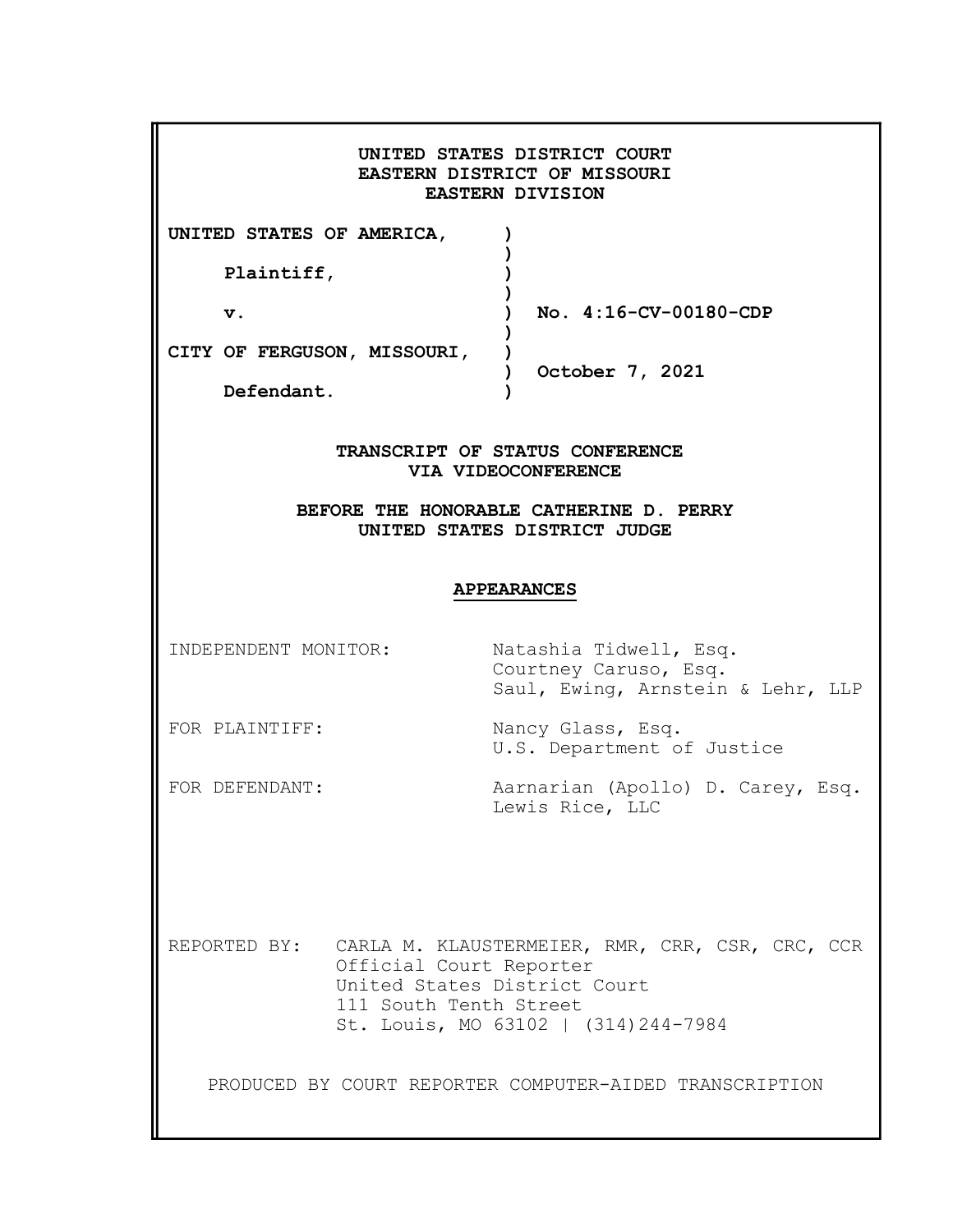**UNITED STATES DISTRICT COURT**
**EASTERN DISTRICT OF MISSOURI**
**EASTERN DIVISION**

| | | |
|---|---|---|
| **UNITED STATES OF AMERICA,** | ) | |
| **Plaintiff,** | ) | |
| **v.** | ) | **No. 4:16-CV-00180-CDP** |
| **CITY OF FERGUSON, MISSOURI,** | ) | **October 7, 2021** |
| **Defendant.** | ) | |

**TRANSCRIPT OF STATUS CONFERENCE**
**VIA VIDEOCONFERENCE**

**BEFORE THE HONORABLE CATHERINE D. PERRY**
**UNITED STATES DISTRICT JUDGE**

**APPEARANCES**

| | |
|---|---|
| INDEPENDENT MONITOR: | Natashia Tidwell, Esq.<br>Courtney Caruso, Esq.<br>Saul, Ewing, Arnstein & Lehr, LLP |
| FOR PLAINTIFF: | Nancy Glass, Esq.<br>U.S. Department of Justice |
| FOR DEFENDANT: | Aarnarian (Apollo) D. Carey, Esq.<br>Lewis Rice, LLC |

REPORTED BY: CARLA M. KLAUSTERMEIER, RMR, CRR, CSR, CRC, CCR
Official Court Reporter
United States District Court
111 South Tenth Street
St. Louis, MO 63102 | (314)244-7984

PRODUCED BY COURT REPORTER COMPUTER-AIDED TRANSCRIPTION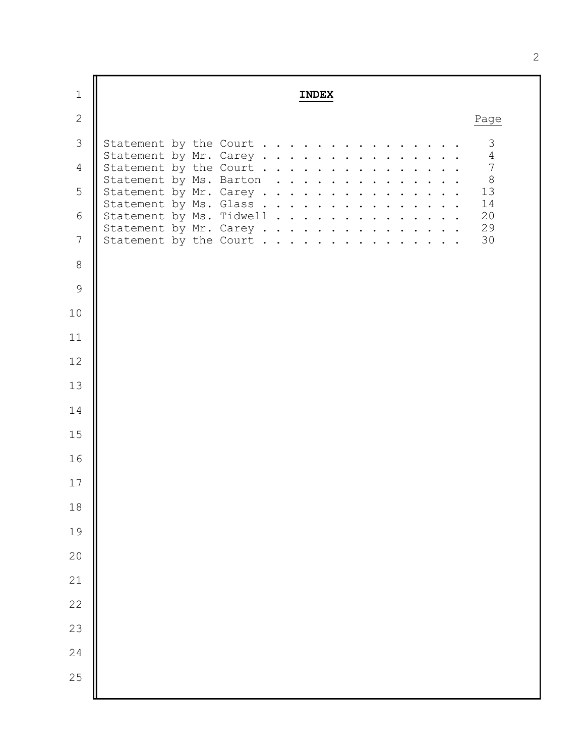# INDEX

| | Page |
|---|---|
| Statement by the Court | 3 |
| Statement by Mr. Carey | 4 |
| Statement by the Court | 7 |
| Statement by Ms. Barton | 8 |
| Statement by Mr. Carey | 13 |
| Statement by Ms. Glass | 14 |
| Statement by Ms. Tidwell | 20 |
| Statement by Mr. Carey | 29 |
| Statement by the Court | 30 |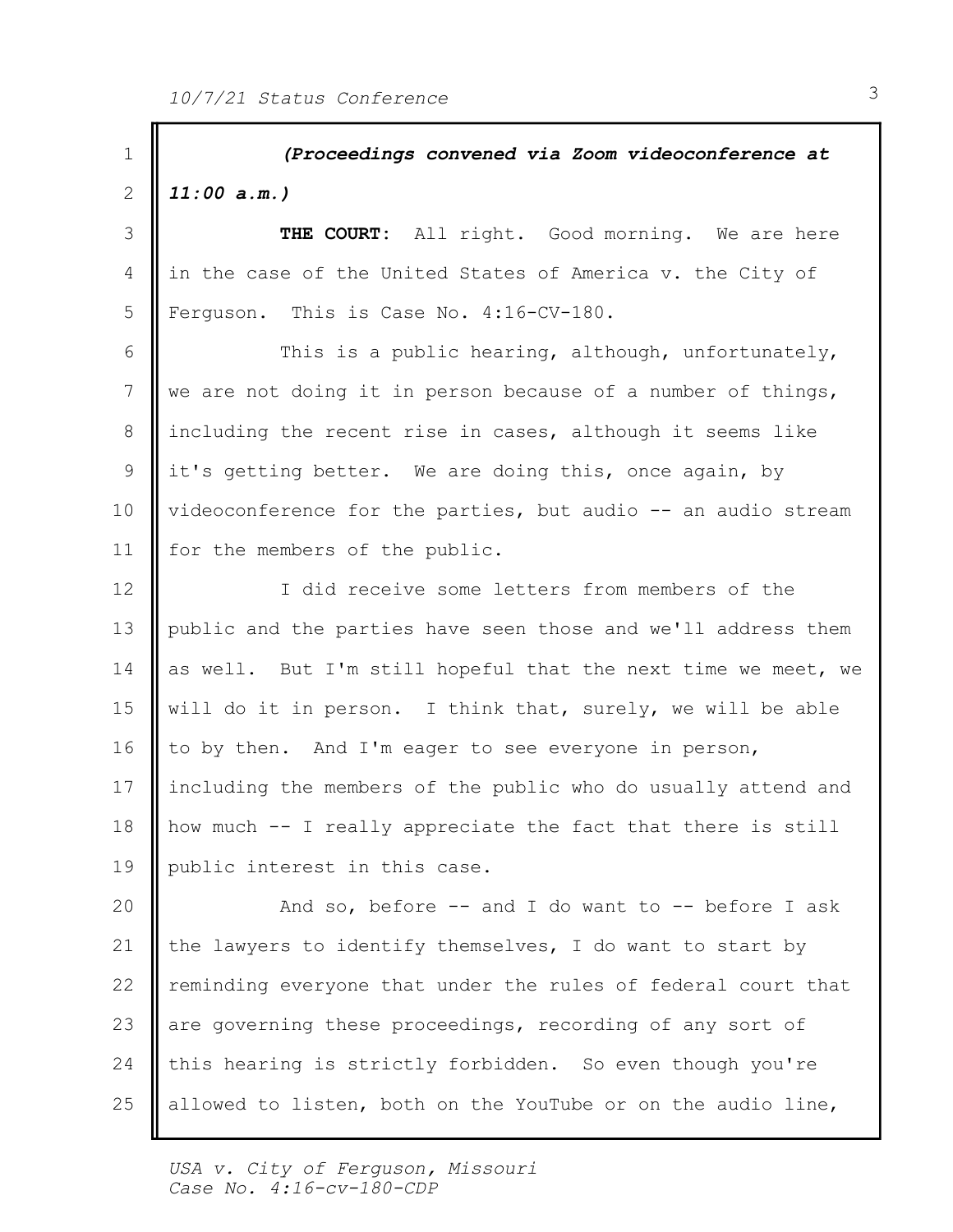*(Proceedings convened via Zoom videoconference at 11:00 a.m.)*

**THE COURT:** All right. Good morning. We are here in the case of the United States of America v. the City of Ferguson. This is Case No. 4:16-CV-180.

This is a public hearing, although, unfortunately, we are not doing it in person because of a number of things, including the recent rise in cases, although it seems like it's getting better. We are doing this, once again, by videoconference for the parties, but audio -- an audio stream for the members of the public.

I did receive some letters from members of the public and the parties have seen those and we'll address them as well. But I'm still hopeful that the next time we meet, we will do it in person. I think that, surely, we will be able to by then. And I'm eager to see everyone in person, including the members of the public who do usually attend and how much -- I really appreciate the fact that there is still public interest in this case.

And so, before -- and I do want to -- before I ask the lawyers to identify themselves, I do want to start by reminding everyone that under the rules of federal court that are governing these proceedings, recording of any sort of this hearing is strictly forbidden. So even though you're allowed to listen, both on the YouTube or on the audio line,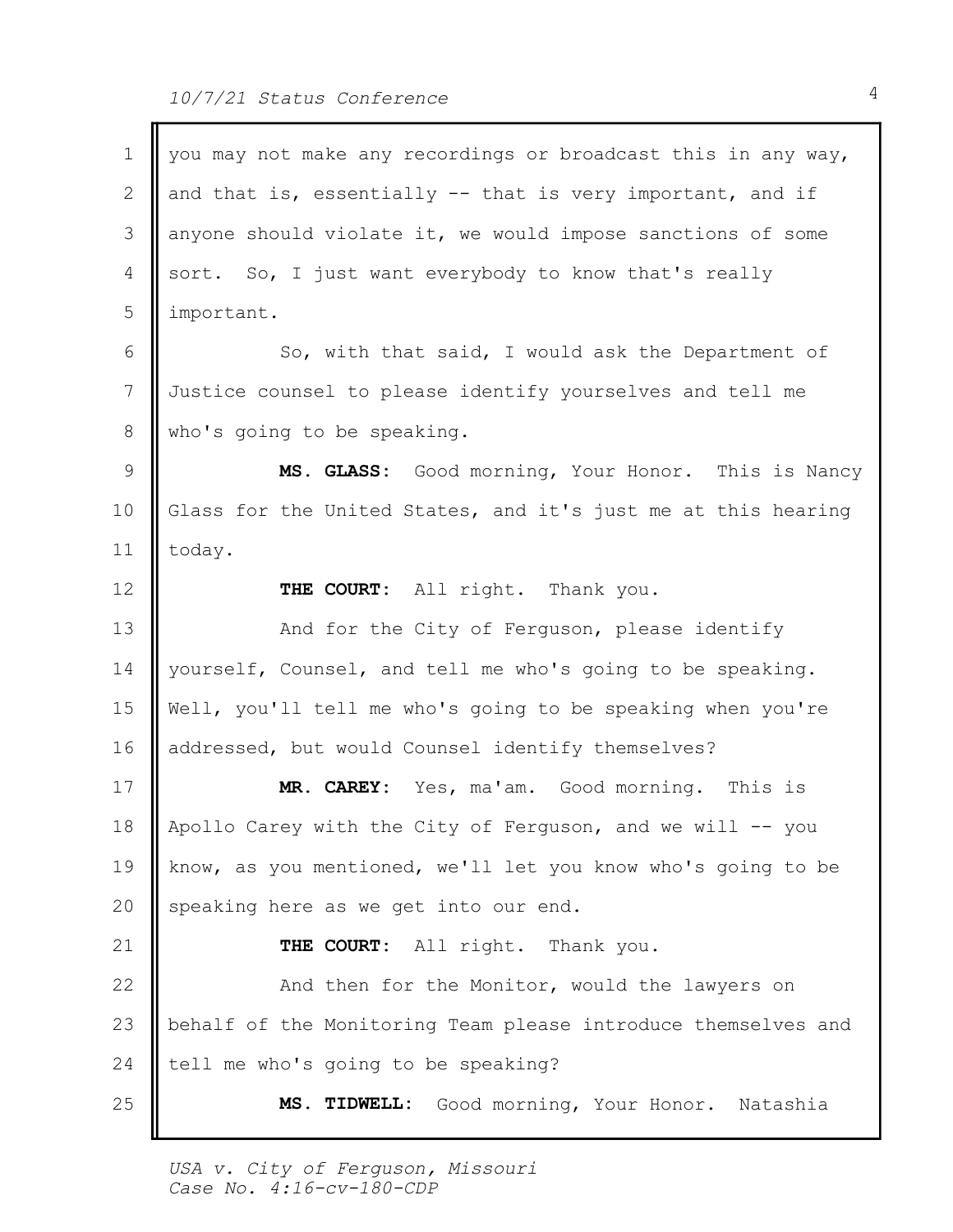you may not make any recordings or broadcast this in any way, and that is, essentially -- that is very important, and if anyone should violate it, we would impose sanctions of some sort. So, I just want everybody to know that's really important.

So, with that said, I would ask the Department of Justice counsel to please identify yourselves and tell me who's going to be speaking.

**MS. GLASS:** Good morning, Your Honor. This is Nancy Glass for the United States, and it's just me at this hearing today.

**THE COURT:** All right. Thank you.

And for the City of Ferguson, please identify yourself, Counsel, and tell me who's going to be speaking. Well, you'll tell me who's going to be speaking when you're addressed, but would Counsel identify themselves?

**MR. CAREY:** Yes, ma'am. Good morning. This is Apollo Carey with the City of Ferguson, and we will -- you know, as you mentioned, we'll let you know who's going to be speaking here as we get into our end.

**THE COURT:** All right. Thank you.

And then for the Monitor, would the lawyers on behalf of the Monitoring Team please introduce themselves and tell me who's going to be speaking?

**MS. TIDWELL:** Good morning, Your Honor. Natashia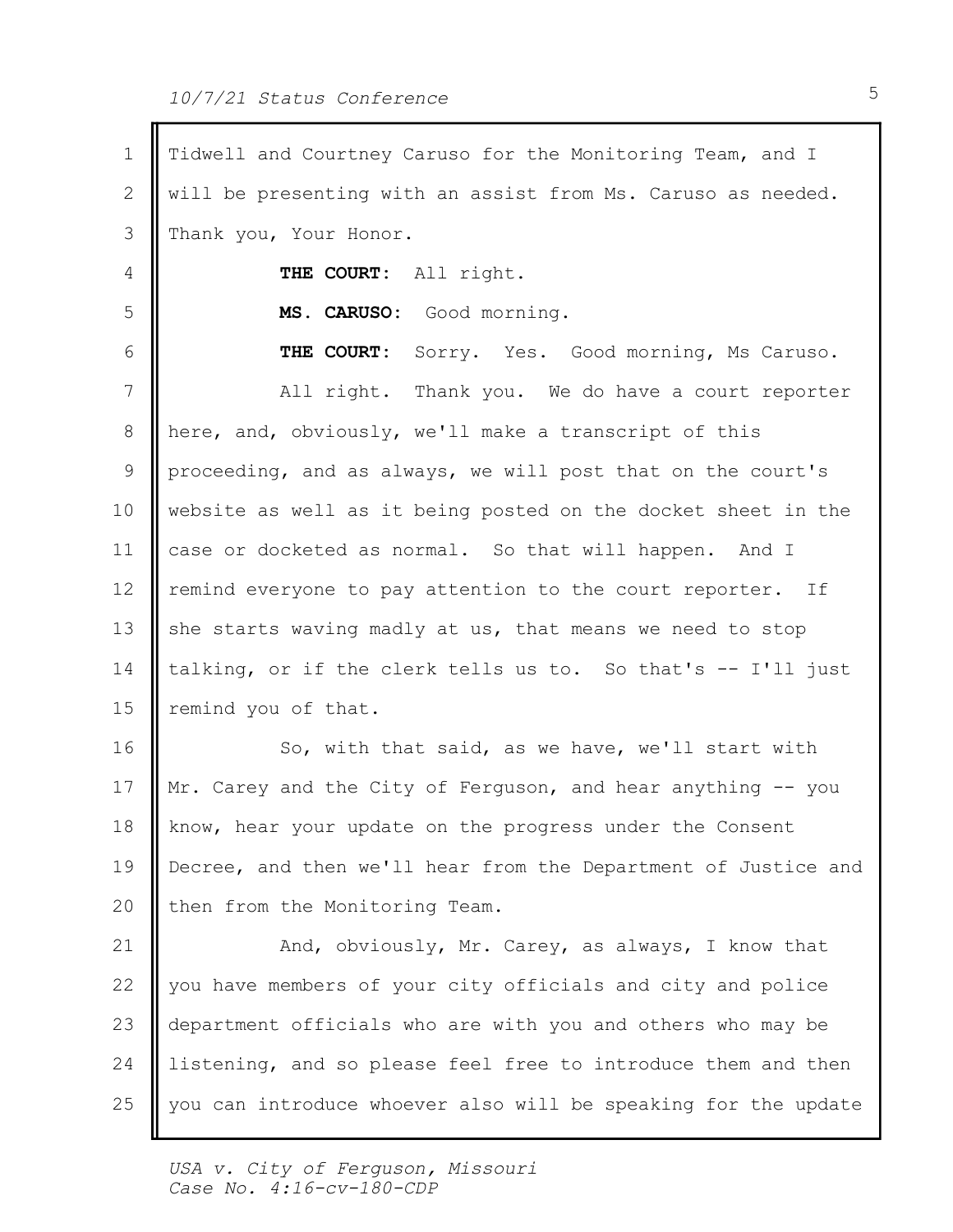Tidwell and Courtney Caruso for the Monitoring Team, and I will be presenting with an assist from Ms. Caruso as needed. Thank you, Your Honor.

**THE COURT:** All right.

**MS. CARUSO:** Good morning.

**THE COURT:** Sorry. Yes. Good morning, Ms Caruso.

All right. Thank you. We do have a court reporter here, and, obviously, we'll make a transcript of this proceeding, and as always, we will post that on the court's website as well as it being posted on the docket sheet in the case or docketed as normal. So that will happen. And I remind everyone to pay attention to the court reporter. If she starts waving madly at us, that means we need to stop talking, or if the clerk tells us to. So that's -- I'll just remind you of that.

So, with that said, as we have, we'll start with Mr. Carey and the City of Ferguson, and hear anything -- you know, hear your update on the progress under the Consent Decree, and then we'll hear from the Department of Justice and then from the Monitoring Team.

And, obviously, Mr. Carey, as always, I know that you have members of your city officials and city and police department officials who are with you and others who may be listening, and so please feel free to introduce them and then you can introduce whoever also will be speaking for the update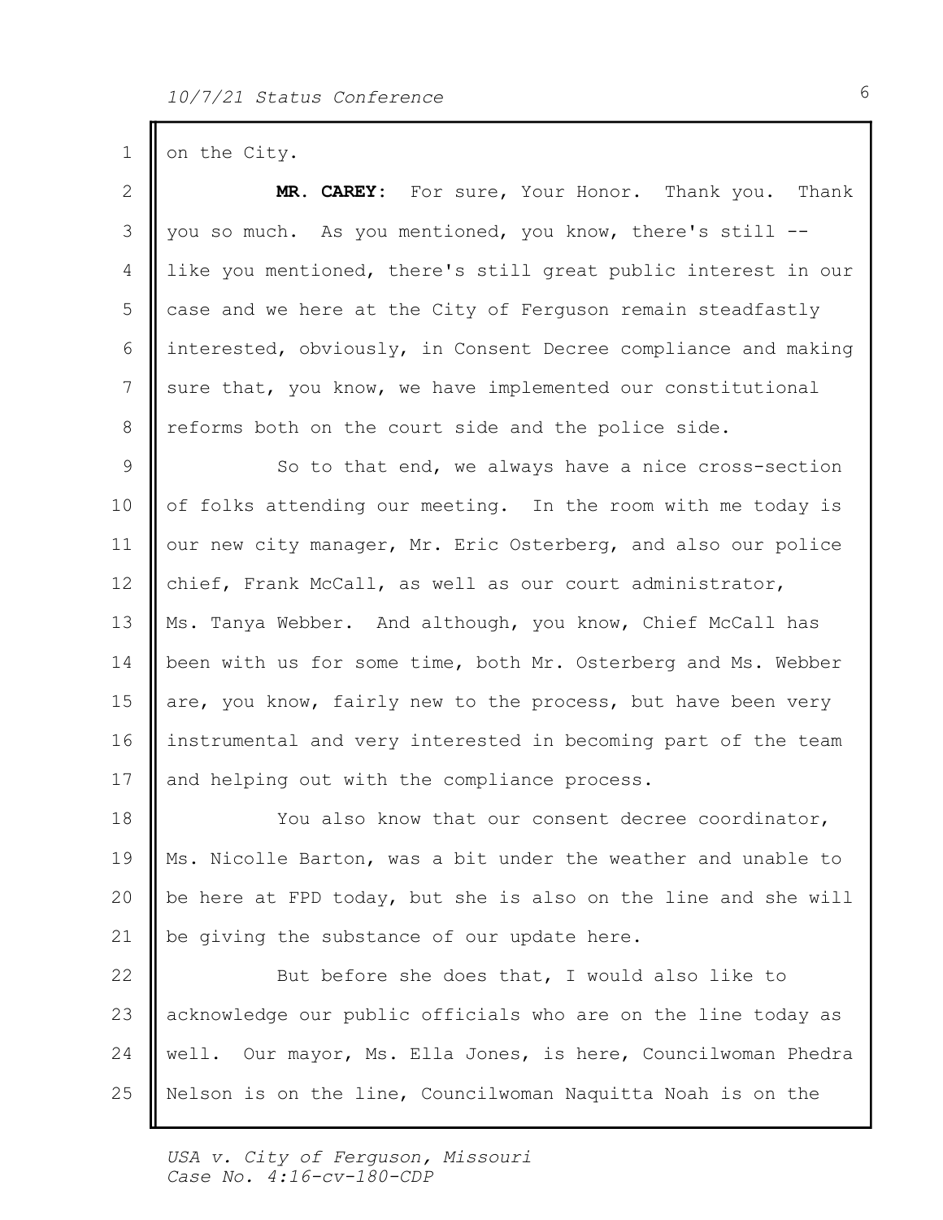on the City.

**MR. CAREY:** For sure, Your Honor. Thank you. Thank you so much. As you mentioned, you know, there's still -- like you mentioned, there's still great public interest in our case and we here at the City of Ferguson remain steadfastly interested, obviously, in Consent Decree compliance and making sure that, you know, we have implemented our constitutional reforms both on the court side and the police side.

So to that end, we always have a nice cross-section of folks attending our meeting. In the room with me today is our new city manager, Mr. Eric Osterberg, and also our police chief, Frank McCall, as well as our court administrator, Ms. Tanya Webber. And although, you know, Chief McCall has been with us for some time, both Mr. Osterberg and Ms. Webber are, you know, fairly new to the process, but have been very instrumental and very interested in becoming part of the team and helping out with the compliance process.

You also know that our consent decree coordinator, Ms. Nicolle Barton, was a bit under the weather and unable to be here at FPD today, but she is also on the line and she will be giving the substance of our update here.

But before she does that, I would also like to acknowledge our public officials who are on the line today as well. Our mayor, Ms. Ella Jones, is here, Councilwoman Phedra Nelson is on the line, Councilwoman Naquitta Noah is on the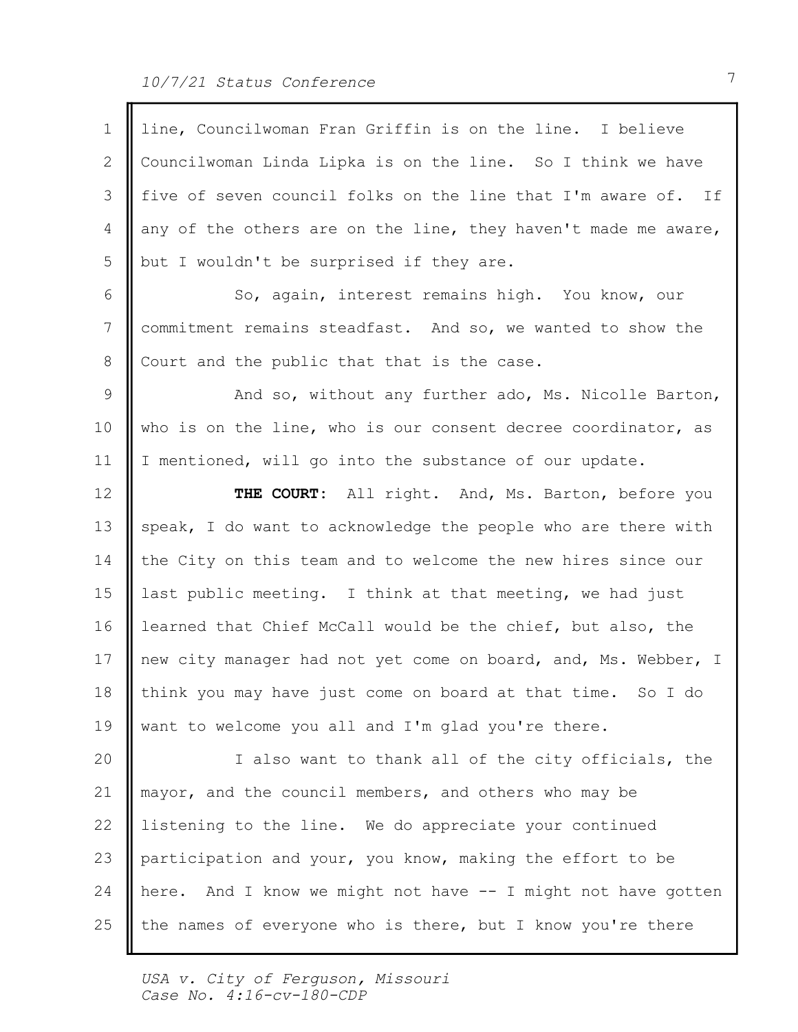line, Councilwoman Fran Griffin is on the line. I believe Councilwoman Linda Lipka is on the line. So I think we have five of seven council folks on the line that I'm aware of. If any of the others are on the line, they haven't made me aware, but I wouldn't be surprised if they are.

So, again, interest remains high. You know, our commitment remains steadfast. And so, we wanted to show the Court and the public that that is the case.

And so, without any further ado, Ms. Nicolle Barton, who is on the line, who is our consent decree coordinator, as I mentioned, will go into the substance of our update.

**THE COURT**: All right. And, Ms. Barton, before you speak, I do want to acknowledge the people who are there with the City on this team and to welcome the new hires since our last public meeting. I think at that meeting, we had just learned that Chief McCall would be the chief, but also, the new city manager had not yet come on board, and, Ms. Webber, I think you may have just come on board at that time. So I do want to welcome you all and I'm glad you're there.

I also want to thank all of the city officials, the mayor, and the council members, and others who may be listening to the line. We do appreciate your continued participation and your, you know, making the effort to be here. And I know we might not have -- I might not have gotten the names of everyone who is there, but I know you're there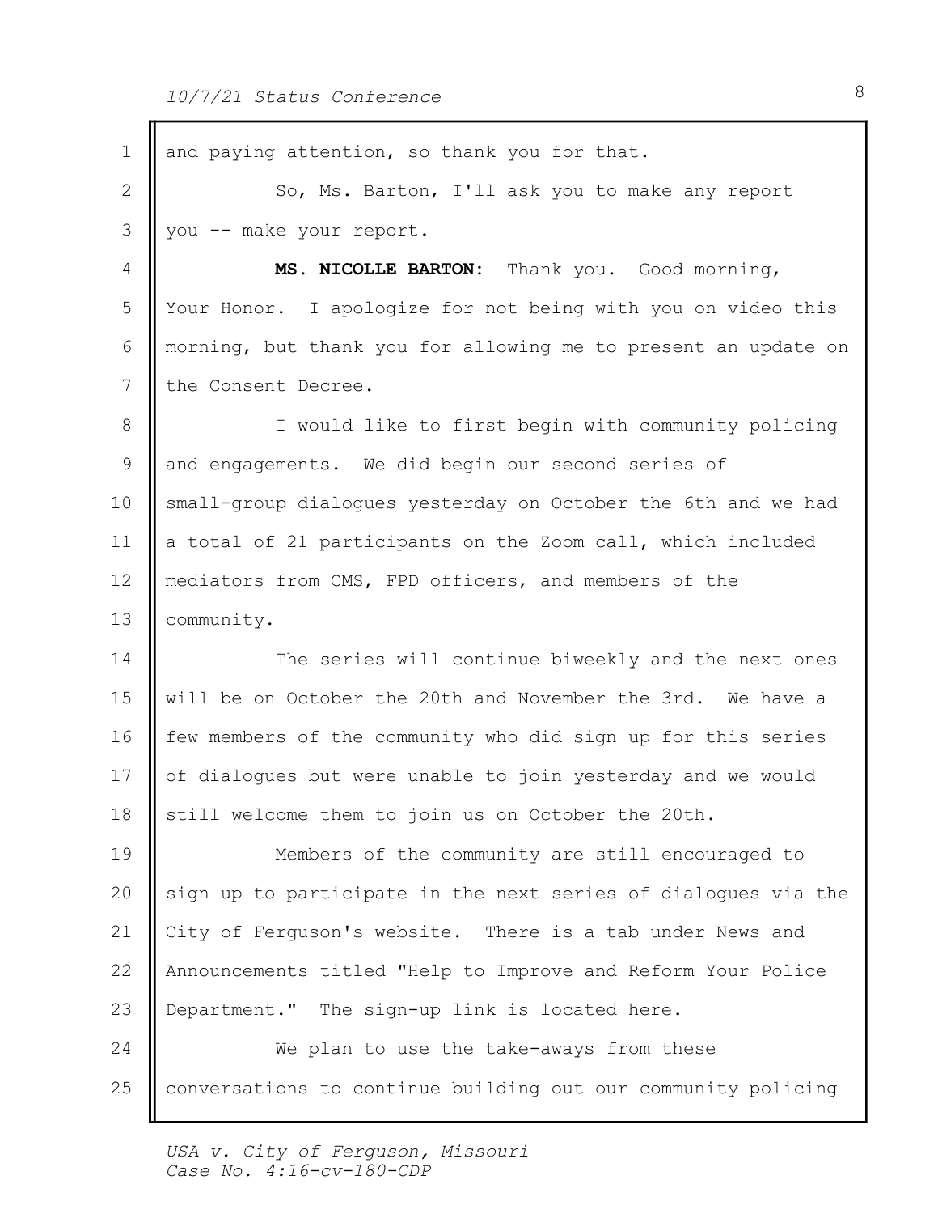and paying attention, so thank you for that.

So, Ms. Barton, I'll ask you to make any report you -- make your report.

**MS. NICOLLE BARTON:** Thank you. Good morning, Your Honor. I apologize for not being with you on video this morning, but thank you for allowing me to present an update on the Consent Decree.

I would like to first begin with community policing and engagements. We did begin our second series of small-group dialogues yesterday on October the 6th and we had a total of 21 participants on the Zoom call, which included mediators from CMS, FPD officers, and members of the community.

The series will continue biweekly and the next ones will be on October the 20th and November the 3rd. We have a few members of the community who did sign up for this series of dialogues but were unable to join yesterday and we would still welcome them to join us on October the 20th.

Members of the community are still encouraged to sign up to participate in the next series of dialogues via the City of Ferguson's website. There is a tab under News and Announcements titled "Help to Improve and Reform Your Police Department." The sign-up link is located here.

We plan to use the take-aways from these conversations to continue building out our community policing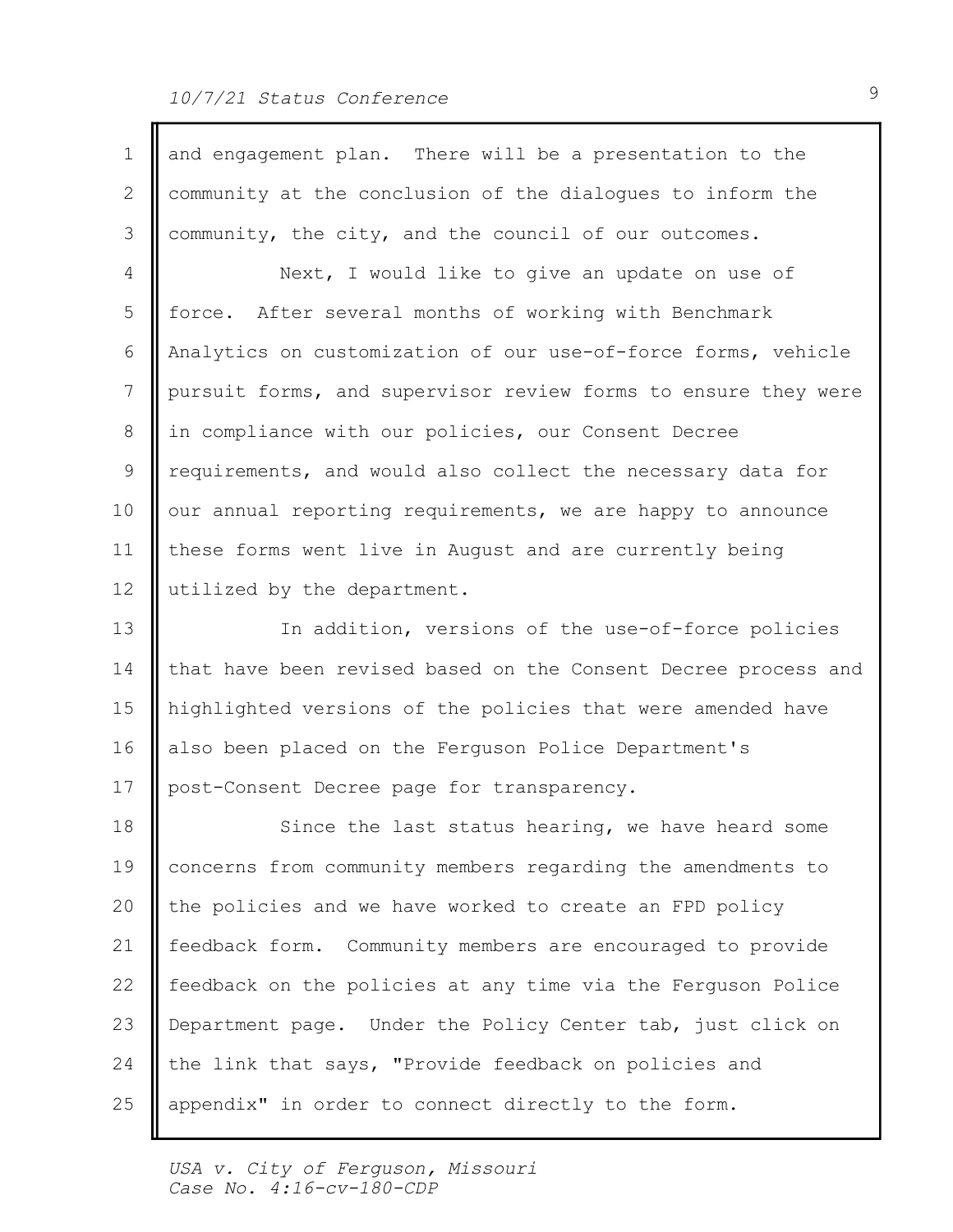and engagement plan. There will be a presentation to the community at the conclusion of the dialogues to inform the community, the city, and the council of our outcomes.

Next, I would like to give an update on use of force. After several months of working with Benchmark Analytics on customization of our use-of-force forms, vehicle pursuit forms, and supervisor review forms to ensure they were in compliance with our policies, our Consent Decree requirements, and would also collect the necessary data for our annual reporting requirements, we are happy to announce these forms went live in August and are currently being utilized by the department.

In addition, versions of the use-of-force policies that have been revised based on the Consent Decree process and highlighted versions of the policies that were amended have also been placed on the Ferguson Police Department's post-Consent Decree page for transparency.

Since the last status hearing, we have heard some concerns from community members regarding the amendments to the policies and we have worked to create an FPD policy feedback form. Community members are encouraged to provide feedback on the policies at any time via the Ferguson Police Department page. Under the Policy Center tab, just click on the link that says, "Provide feedback on policies and appendix" in order to connect directly to the form.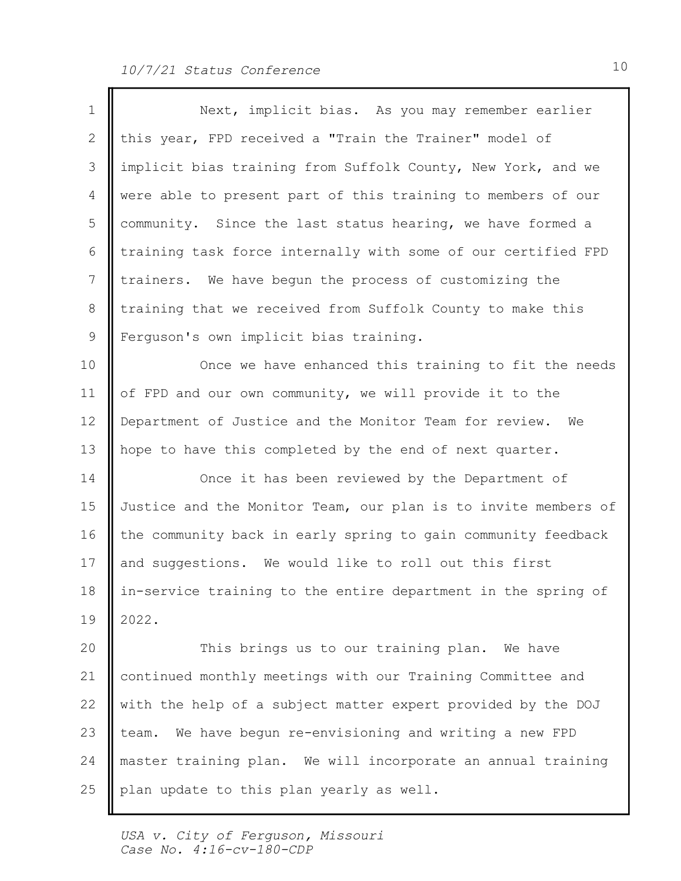Next, implicit bias. As you may remember earlier this year, FPD received a "Train the Trainer" model of implicit bias training from Suffolk County, New York, and we were able to present part of this training to members of our community. Since the last status hearing, we have formed a training task force internally with some of our certified FPD trainers. We have begun the process of customizing the training that we received from Suffolk County to make this Ferguson's own implicit bias training.

Once we have enhanced this training to fit the needs of FPD and our own community, we will provide it to the Department of Justice and the Monitor Team for review. We hope to have this completed by the end of next quarter.

Once it has been reviewed by the Department of Justice and the Monitor Team, our plan is to invite members of the community back in early spring to gain community feedback and suggestions. We would like to roll out this first in-service training to the entire department in the spring of 2022.

This brings us to our training plan. We have continued monthly meetings with our Training Committee and with the help of a subject matter expert provided by the DOJ team. We have begun re-envisioning and writing a new FPD master training plan. We will incorporate an annual training plan update to this plan yearly as well.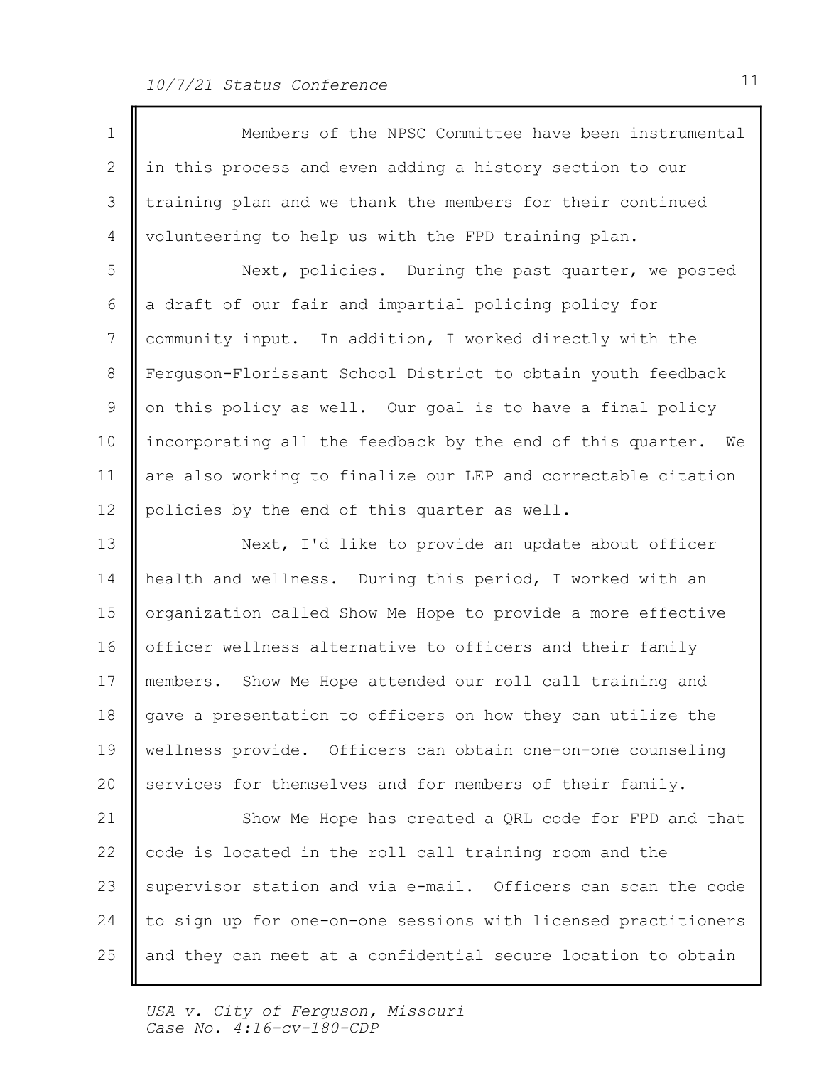Members of the NPSC Committee have been instrumental in this process and even adding a history section to our training plan and we thank the members for their continued volunteering to help us with the FPD training plan.

Next, policies. During the past quarter, we posted a draft of our fair and impartial policing policy for community input. In addition, I worked directly with the Ferguson-Florissant School District to obtain youth feedback on this policy as well. Our goal is to have a final policy incorporating all the feedback by the end of this quarter. We are also working to finalize our LEP and correctable citation policies by the end of this quarter as well.

Next, I'd like to provide an update about officer health and wellness. During this period, I worked with an organization called Show Me Hope to provide a more effective officer wellness alternative to officers and their family members. Show Me Hope attended our roll call training and gave a presentation to officers on how they can utilize the wellness provide. Officers can obtain one-on-one counseling services for themselves and for members of their family.

Show Me Hope has created a QRL code for FPD and that code is located in the roll call training room and the supervisor station and via e-mail. Officers can scan the code to sign up for one-on-one sessions with licensed practitioners and they can meet at a confidential secure location to obtain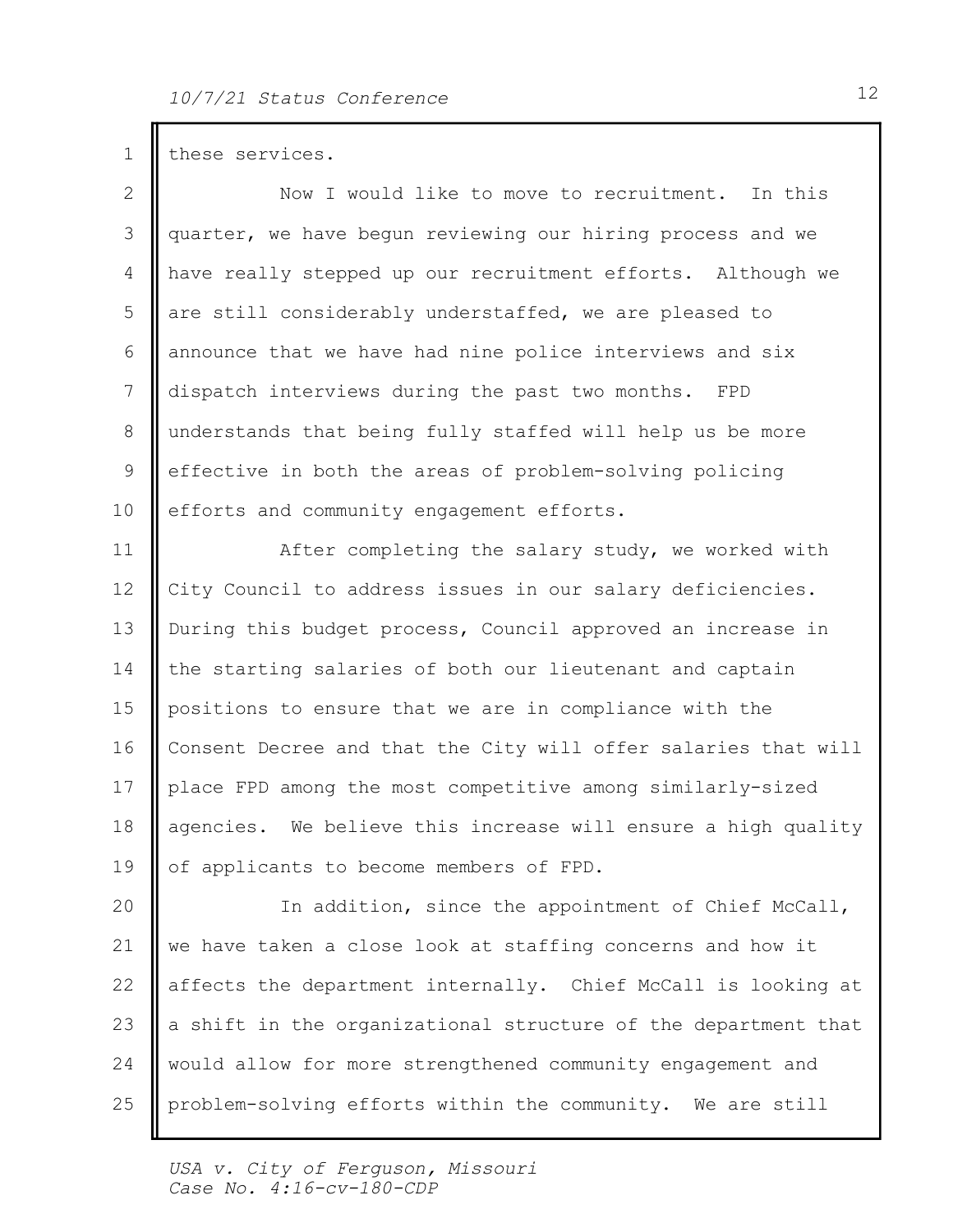these services.

Now I would like to move to recruitment. In this quarter, we have begun reviewing our hiring process and we have really stepped up our recruitment efforts. Although we are still considerably understaffed, we are pleased to announce that we have had nine police interviews and six dispatch interviews during the past two months. FPD understands that being fully staffed will help us be more effective in both the areas of problem-solving policing efforts and community engagement efforts.

After completing the salary study, we worked with City Council to address issues in our salary deficiencies. During this budget process, Council approved an increase in the starting salaries of both our lieutenant and captain positions to ensure that we are in compliance with the Consent Decree and that the City will offer salaries that will place FPD among the most competitive among similarly-sized agencies. We believe this increase will ensure a high quality of applicants to become members of FPD.

In addition, since the appointment of Chief McCall, we have taken a close look at staffing concerns and how it affects the department internally. Chief McCall is looking at a shift in the organizational structure of the department that would allow for more strengthened community engagement and problem-solving efforts within the community. We are still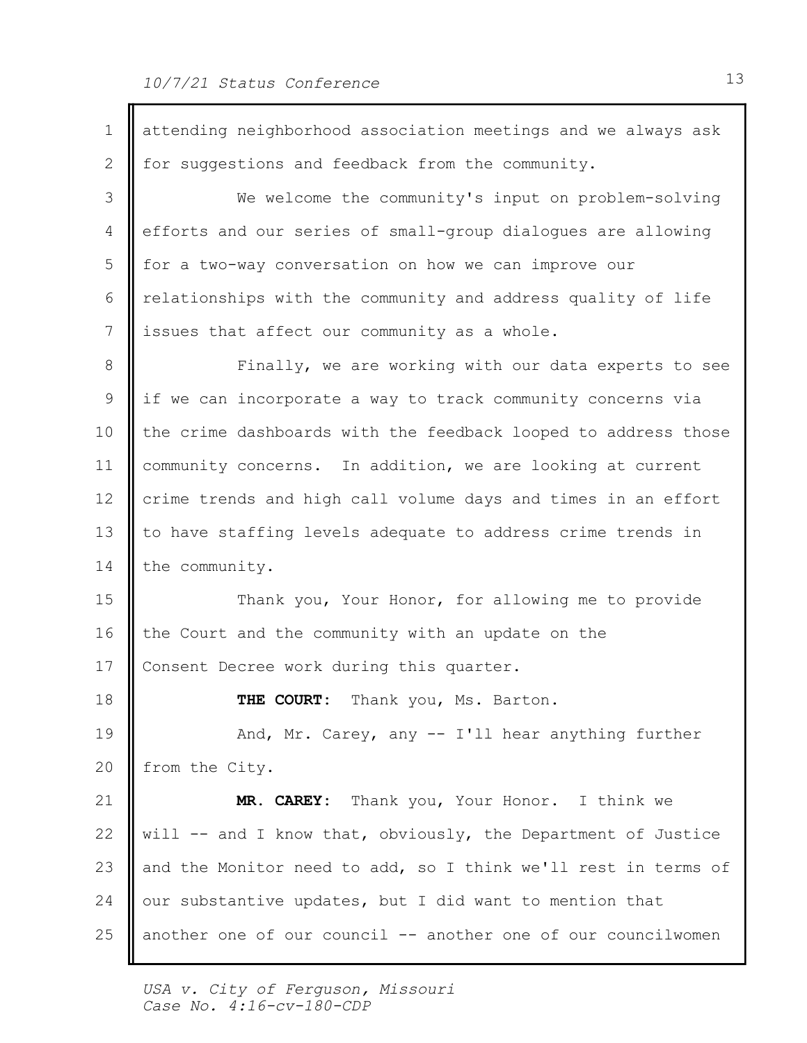attending neighborhood association meetings and we always ask for suggestions and feedback from the community.

We welcome the community's input on problem-solving efforts and our series of small-group dialogues are allowing for a two-way conversation on how we can improve our relationships with the community and address quality of life issues that affect our community as a whole.

Finally, we are working with our data experts to see if we can incorporate a way to track community concerns via the crime dashboards with the feedback looped to address those community concerns. In addition, we are looking at current crime trends and high call volume days and times in an effort to have staffing levels adequate to address crime trends in the community.

Thank you, Your Honor, for allowing me to provide the Court and the community with an update on the Consent Decree work during this quarter.

**THE COURT:** Thank you, Ms. Barton.

And, Mr. Carey, any -- I'll hear anything further from the City.

**MR. CAREY:** Thank you, Your Honor. I think we will -- and I know that, obviously, the Department of Justice and the Monitor need to add, so I think we'll rest in terms of our substantive updates, but I did want to mention that another one of our council -- another one of our councilwomen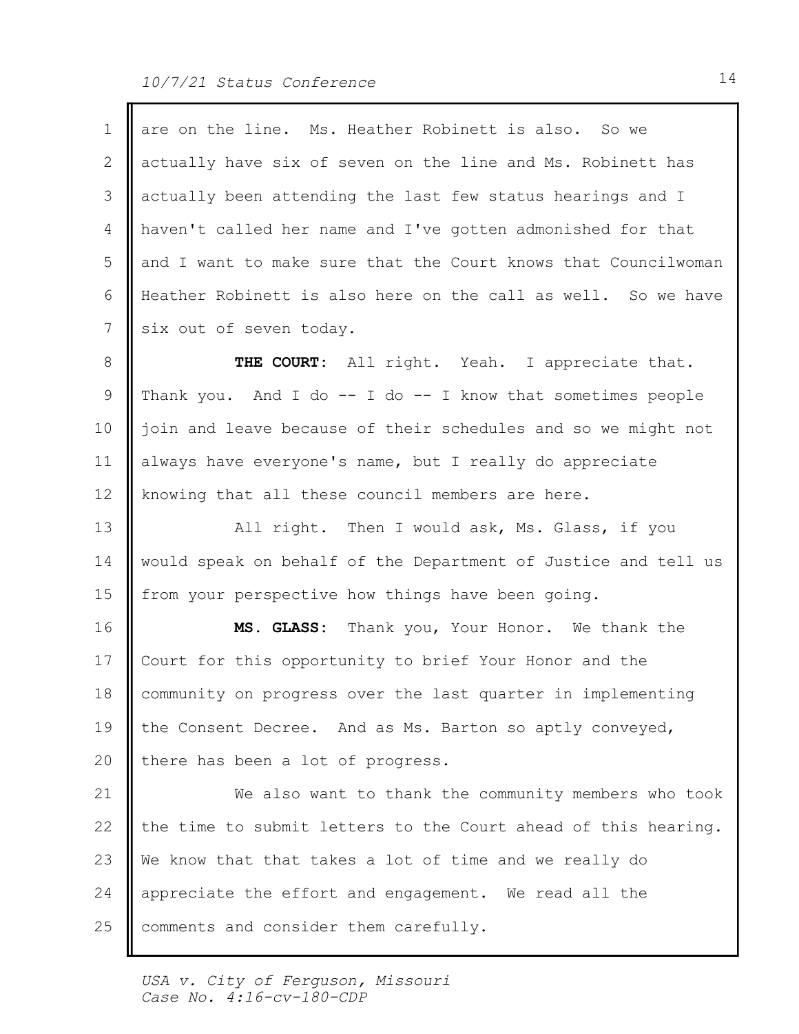are on the line. Ms. Heather Robinett is also. So we actually have six of seven on the line and Ms. Robinett has actually been attending the last few status hearings and I haven't called her name and I've gotten admonished for that and I want to make sure that the Court knows that Councilwoman Heather Robinett is also here on the call as well. So we have six out of seven today.

**THE COURT:** All right. Yeah. I appreciate that. Thank you. And I do -- I do -- I know that sometimes people join and leave because of their schedules and so we might not always have everyone's name, but I really do appreciate knowing that all these council members are here.

All right. Then I would ask, Ms. Glass, if you would speak on behalf of the Department of Justice and tell us from your perspective how things have been going.

**MS. GLASS:** Thank you, Your Honor. We thank the Court for this opportunity to brief Your Honor and the community on progress over the last quarter in implementing the Consent Decree. And as Ms. Barton so aptly conveyed, there has been a lot of progress.

We also want to thank the community members who took the time to submit letters to the Court ahead of this hearing. We know that that takes a lot of time and we really do appreciate the effort and engagement. We read all the comments and consider them carefully.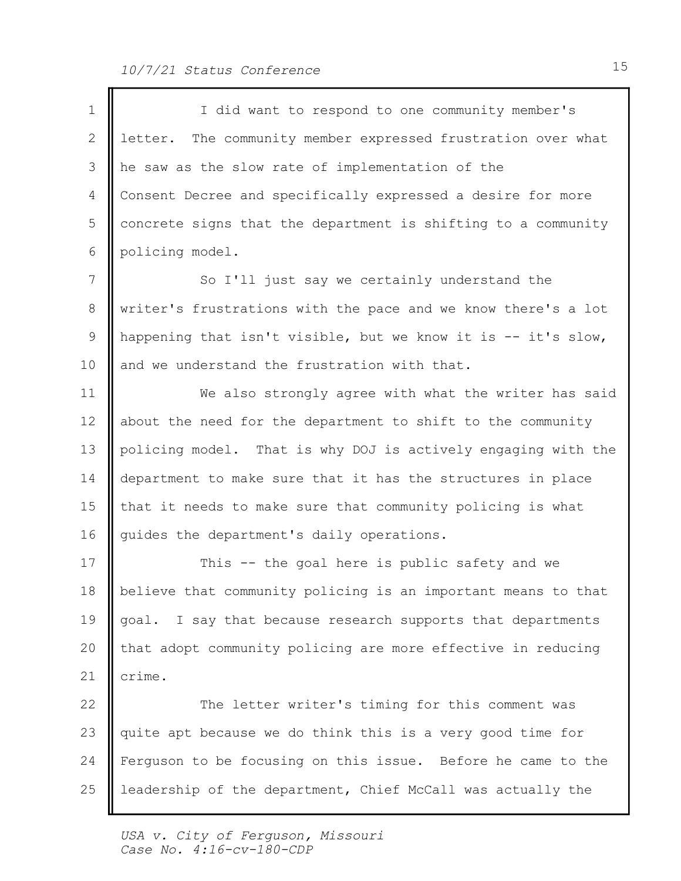I did want to respond to one community member's letter. The community member expressed frustration over what he saw as the slow rate of implementation of the Consent Decree and specifically expressed a desire for more concrete signs that the department is shifting to a community policing model.

So I'll just say we certainly understand the writer's frustrations with the pace and we know there's a lot happening that isn't visible, but we know it is -- it's slow, and we understand the frustration with that.

We also strongly agree with what the writer has said about the need for the department to shift to the community policing model. That is why DOJ is actively engaging with the department to make sure that it has the structures in place that it needs to make sure that community policing is what guides the department's daily operations.

This -- the goal here is public safety and we believe that community policing is an important means to that goal. I say that because research supports that departments that adopt community policing are more effective in reducing crime.

The letter writer's timing for this comment was quite apt because we do think this is a very good time for Ferguson to be focusing on this issue. Before he came to the leadership of the department, Chief McCall was actually the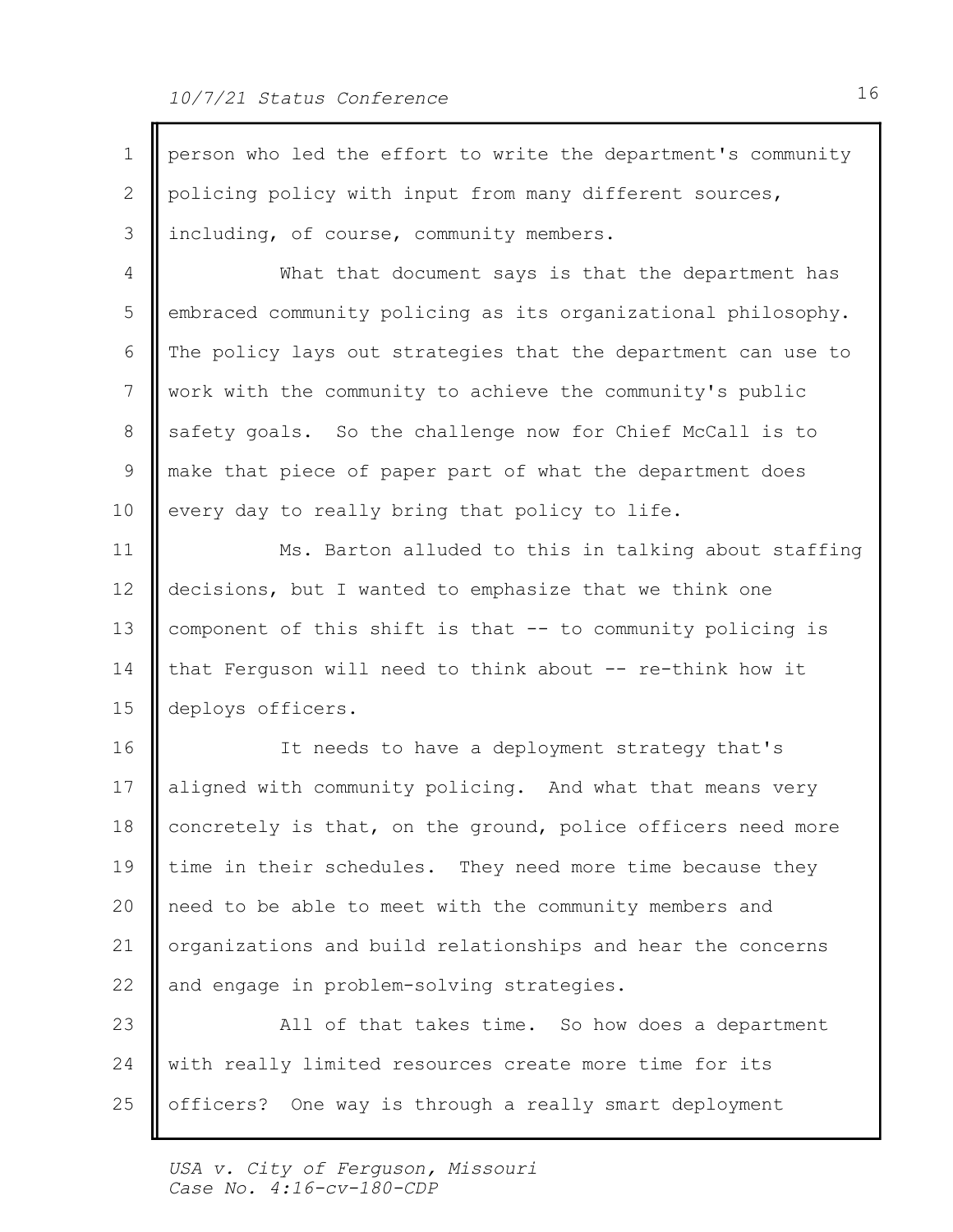person who led the effort to write the department's community policing policy with input from many different sources, including, of course, community members.

What that document says is that the department has embraced community policing as its organizational philosophy. The policy lays out strategies that the department can use to work with the community to achieve the community's public safety goals. So the challenge now for Chief McCall is to make that piece of paper part of what the department does every day to really bring that policy to life.

Ms. Barton alluded to this in talking about staffing decisions, but I wanted to emphasize that we think one component of this shift is that -- to community policing is that Ferguson will need to think about -- re-think how it deploys officers.

It needs to have a deployment strategy that's aligned with community policing. And what that means very concretely is that, on the ground, police officers need more time in their schedules. They need more time because they need to be able to meet with the community members and organizations and build relationships and hear the concerns and engage in problem-solving strategies.

All of that takes time. So how does a department with really limited resources create more time for its officers? One way is through a really smart deployment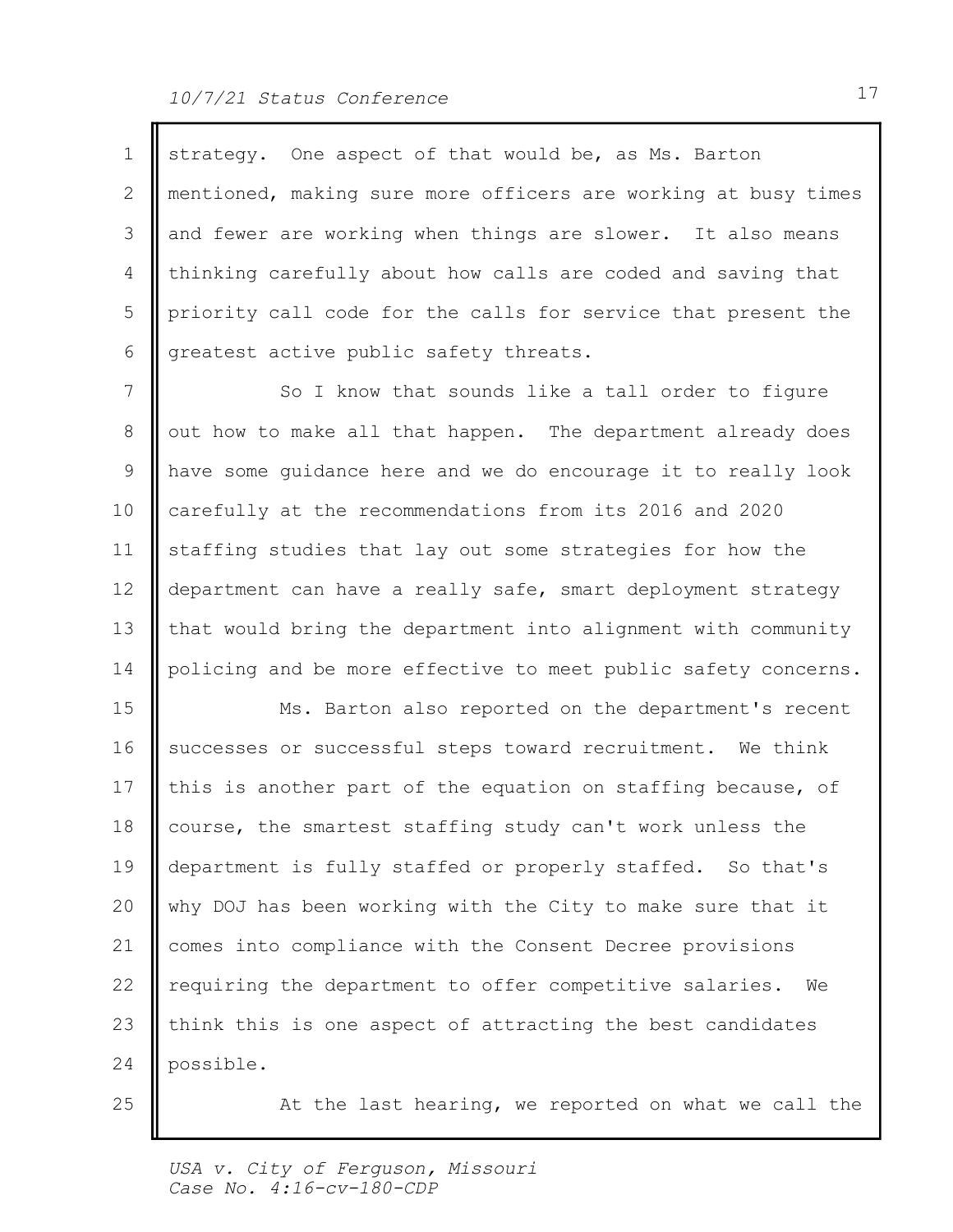strategy. One aspect of that would be, as Ms. Barton mentioned, making sure more officers are working at busy times and fewer are working when things are slower. It also means thinking carefully about how calls are coded and saving that priority call code for the calls for service that present the greatest active public safety threats.

So I know that sounds like a tall order to figure out how to make all that happen. The department already does have some guidance here and we do encourage it to really look carefully at the recommendations from its 2016 and 2020 staffing studies that lay out some strategies for how the department can have a really safe, smart deployment strategy that would bring the department into alignment with community policing and be more effective to meet public safety concerns.

Ms. Barton also reported on the department's recent successes or successful steps toward recruitment. We think this is another part of the equation on staffing because, of course, the smartest staffing study can't work unless the department is fully staffed or properly staffed. So that's why DOJ has been working with the City to make sure that it comes into compliance with the Consent Decree provisions requiring the department to offer competitive salaries. We think this is one aspect of attracting the best candidates possible.

At the last hearing, we reported on what we call the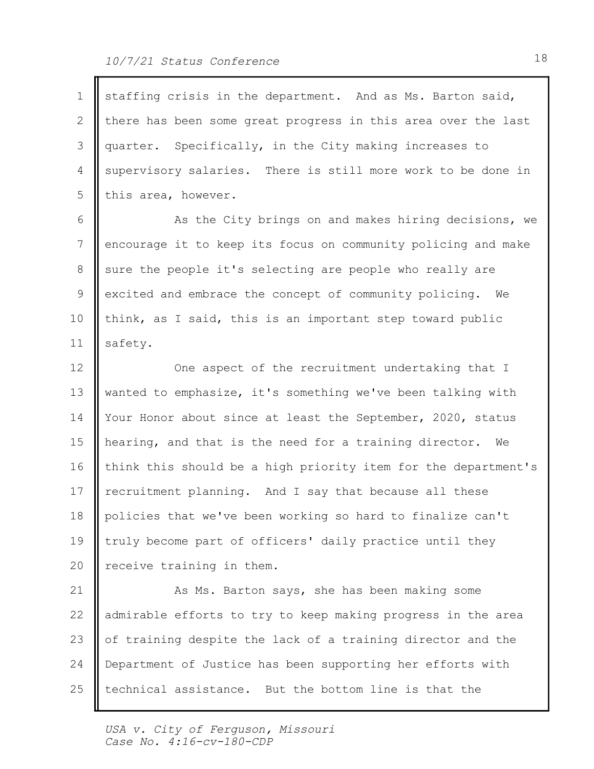staffing crisis in the department. And as Ms. Barton said, there has been some great progress in this area over the last quarter. Specifically, in the City making increases to supervisory salaries. There is still more work to be done in this area, however.

As the City brings on and makes hiring decisions, we encourage it to keep its focus on community policing and make sure the people it's selecting are people who really are excited and embrace the concept of community policing. We think, as I said, this is an important step toward public safety.

One aspect of the recruitment undertaking that I wanted to emphasize, it's something we've been talking with Your Honor about since at least the September, 2020, status hearing, and that is the need for a training director. We think this should be a high priority item for the department's recruitment planning. And I say that because all these policies that we've been working so hard to finalize can't truly become part of officers' daily practice until they receive training in them.

As Ms. Barton says, she has been making some admirable efforts to try to keep making progress in the area of training despite the lack of a training director and the Department of Justice has been supporting her efforts with technical assistance. But the bottom line is that the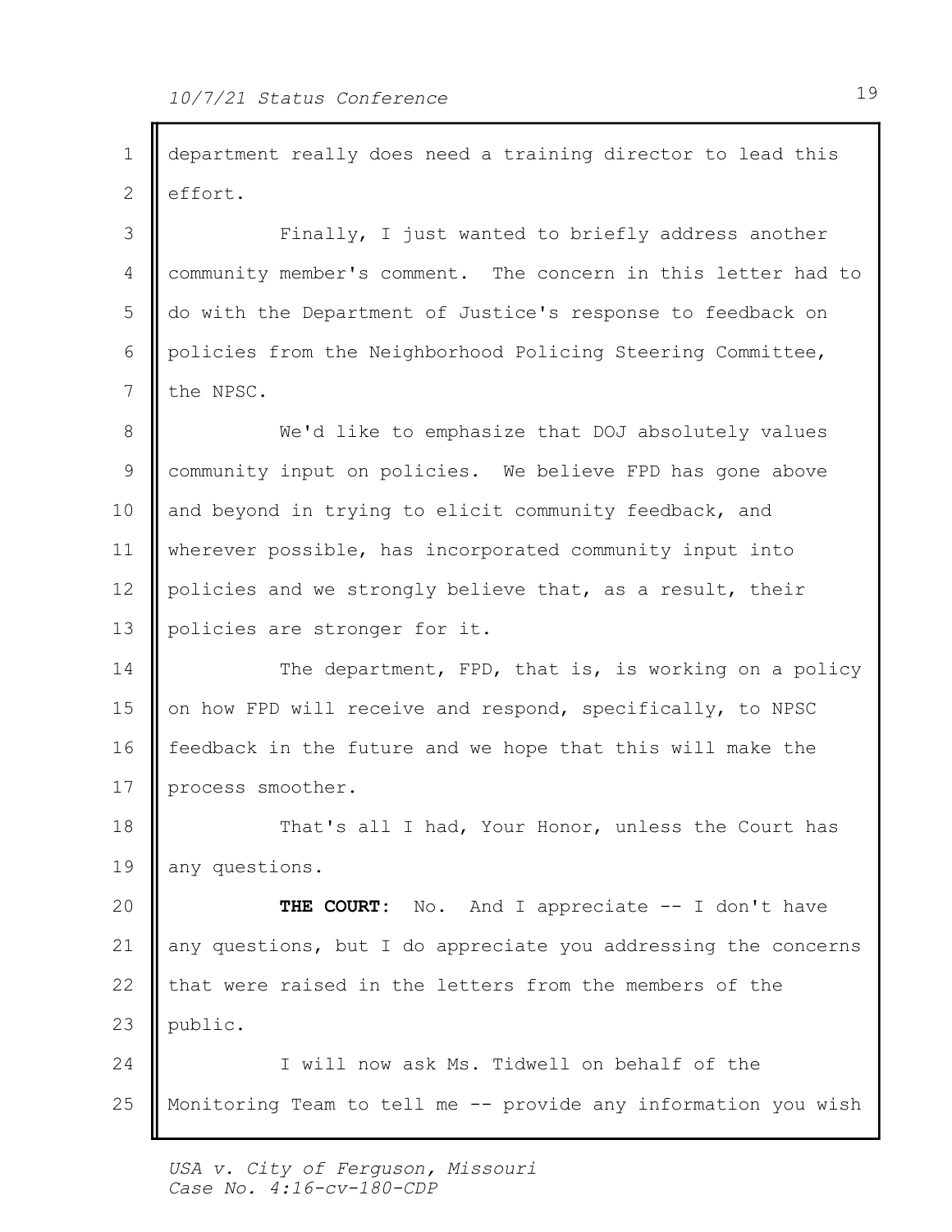department really does need a training director to lead this effort.

Finally, I just wanted to briefly address another community member's comment. The concern in this letter had to do with the Department of Justice's response to feedback on policies from the Neighborhood Policing Steering Committee, the NPSC.

We'd like to emphasize that DOJ absolutely values community input on policies. We believe FPD has gone above and beyond in trying to elicit community feedback, and wherever possible, has incorporated community input into policies and we strongly believe that, as a result, their policies are stronger for it.

The department, FPD, that is, is working on a policy on how FPD will receive and respond, specifically, to NPSC feedback in the future and we hope that this will make the process smoother.

That's all I had, Your Honor, unless the Court has any questions.

**THE COURT:** No. And I appreciate -- I don't have any questions, but I do appreciate you addressing the concerns that were raised in the letters from the members of the public.

I will now ask Ms. Tidwell on behalf of the Monitoring Team to tell me -- provide any information you wish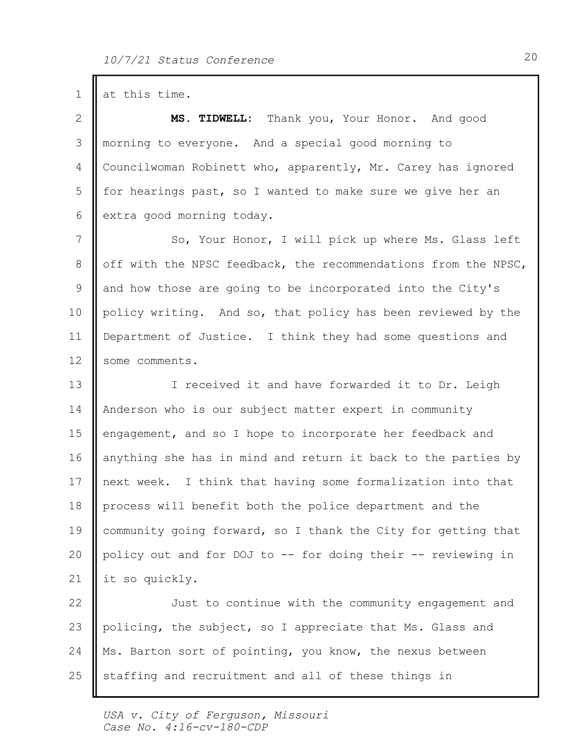at this time.

**MS. TIDWELL:** Thank you, Your Honor. And good morning to everyone. And a special good morning to Councilwoman Robinett who, apparently, Mr. Carey has ignored for hearings past, so I wanted to make sure we give her an extra good morning today.

So, Your Honor, I will pick up where Ms. Glass left off with the NPSC feedback, the recommendations from the NPSC, and how those are going to be incorporated into the City's policy writing. And so, that policy has been reviewed by the Department of Justice. I think they had some questions and some comments.

I received it and have forwarded it to Dr. Leigh Anderson who is our subject matter expert in community engagement, and so I hope to incorporate her feedback and anything she has in mind and return it back to the parties by next week. I think that having some formalization into that process will benefit both the police department and the community going forward, so I thank the City for getting that policy out and for DOJ to -- for doing their -- reviewing in it so quickly.

Just to continue with the community engagement and policing, the subject, so I appreciate that Ms. Glass and Ms. Barton sort of pointing, you know, the nexus between staffing and recruitment and all of these things in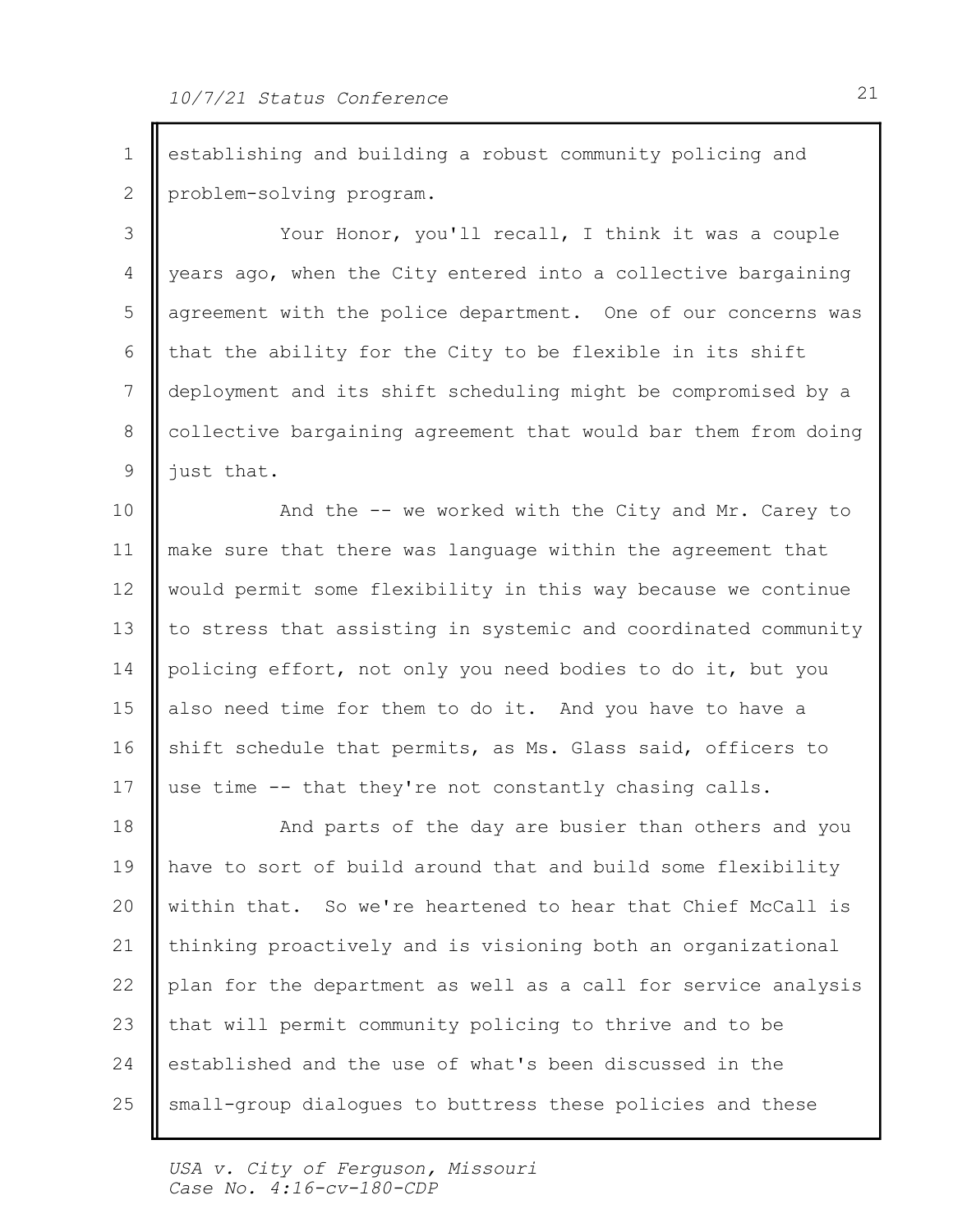establishing and building a robust community policing and problem-solving program.

Your Honor, you'll recall, I think it was a couple years ago, when the City entered into a collective bargaining agreement with the police department. One of our concerns was that the ability for the City to be flexible in its shift deployment and its shift scheduling might be compromised by a collective bargaining agreement that would bar them from doing just that.

And the -- we worked with the City and Mr. Carey to make sure that there was language within the agreement that would permit some flexibility in this way because we continue to stress that assisting in systemic and coordinated community policing effort, not only you need bodies to do it, but you also need time for them to do it. And you have to have a shift schedule that permits, as Ms. Glass said, officers to use time -- that they're not constantly chasing calls.

And parts of the day are busier than others and you have to sort of build around that and build some flexibility within that. So we're heartened to hear that Chief McCall is thinking proactively and is visioning both an organizational plan for the department as well as a call for service analysis that will permit community policing to thrive and to be established and the use of what's been discussed in the small-group dialogues to buttress these policies and these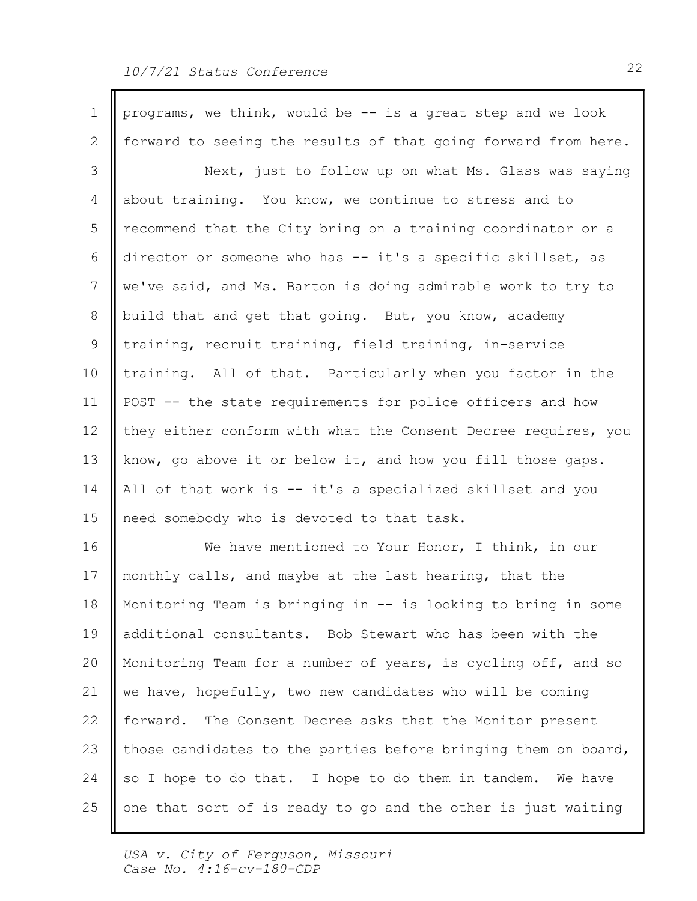programs, we think, would be -- is a great step and we look forward to seeing the results of that going forward from here.

Next, just to follow up on what Ms. Glass was saying about training. You know, we continue to stress and to recommend that the City bring on a training coordinator or a director or someone who has -- it's a specific skillset, as we've said, and Ms. Barton is doing admirable work to try to build that and get that going. But, you know, academy training, recruit training, field training, in-service training. All of that. Particularly when you factor in the POST -- the state requirements for police officers and how they either conform with what the Consent Decree requires, you know, go above it or below it, and how you fill those gaps. All of that work is -- it's a specialized skillset and you need somebody who is devoted to that task.

We have mentioned to Your Honor, I think, in our monthly calls, and maybe at the last hearing, that the Monitoring Team is bringing in -- is looking to bring in some additional consultants. Bob Stewart who has been with the Monitoring Team for a number of years, is cycling off, and so we have, hopefully, two new candidates who will be coming forward. The Consent Decree asks that the Monitor present those candidates to the parties before bringing them on board, so I hope to do that. I hope to do them in tandem. We have one that sort of is ready to go and the other is just waiting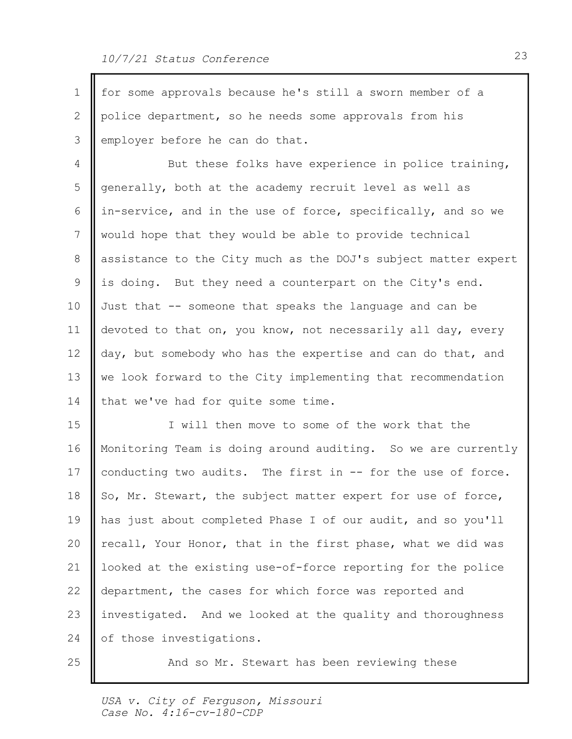for some approvals because he's still a sworn member of a police department, so he needs some approvals from his employer before he can do that.

But these folks have experience in police training, generally, both at the academy recruit level as well as in-service, and in the use of force, specifically, and so we would hope that they would be able to provide technical assistance to the City much as the DOJ's subject matter expert is doing. But they need a counterpart on the City's end. Just that -- someone that speaks the language and can be devoted to that on, you know, not necessarily all day, every day, but somebody who has the expertise and can do that, and we look forward to the City implementing that recommendation that we've had for quite some time.

I will then move to some of the work that the Monitoring Team is doing around auditing. So we are currently conducting two audits. The first in -- for the use of force. So, Mr. Stewart, the subject matter expert for use of force, has just about completed Phase I of our audit, and so you'll recall, Your Honor, that in the first phase, what we did was looked at the existing use-of-force reporting for the police department, the cases for which force was reported and investigated. And we looked at the quality and thoroughness of those investigations.

And so Mr. Stewart has been reviewing these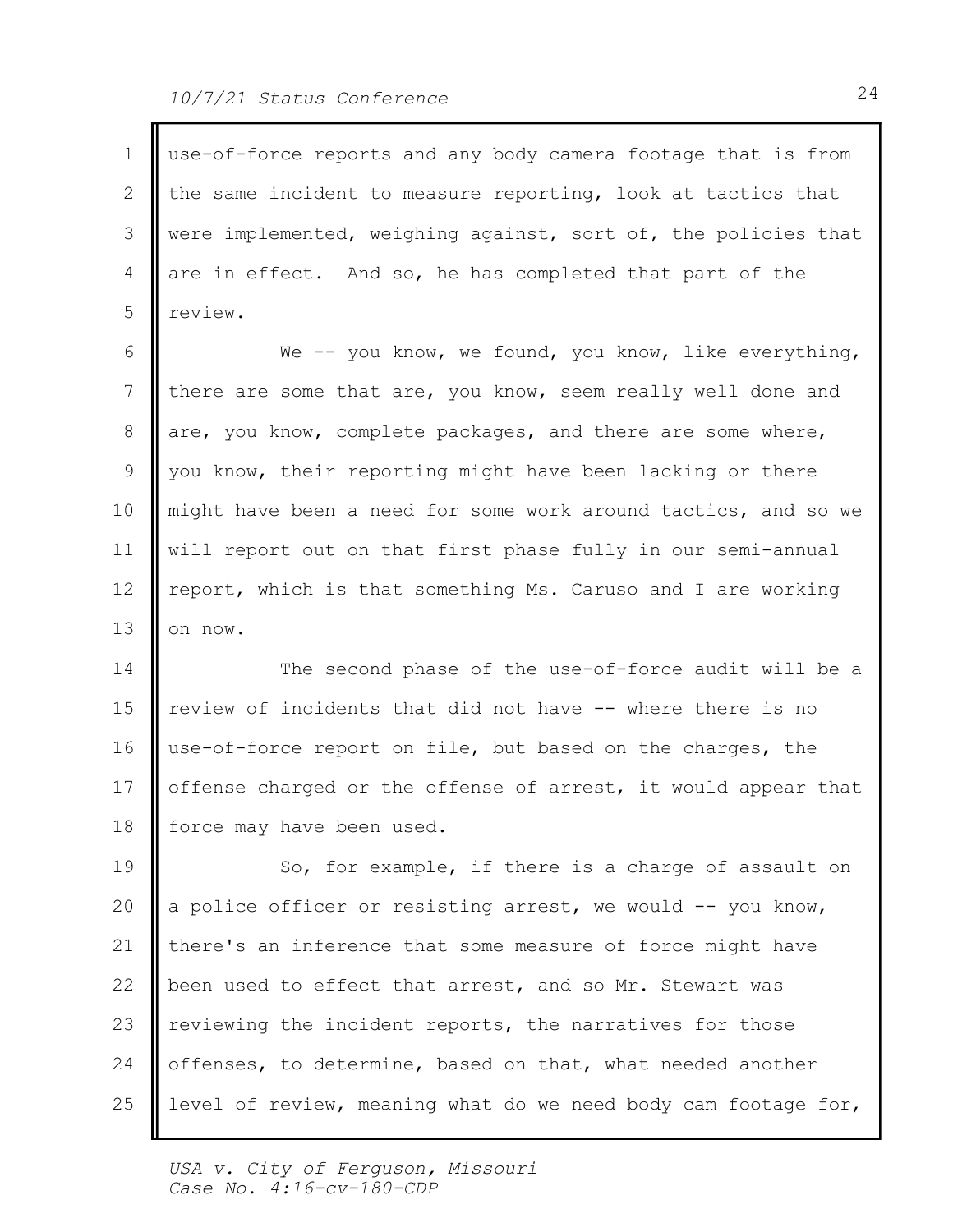use-of-force reports and any body camera footage that is from the same incident to measure reporting, look at tactics that were implemented, weighing against, sort of, the policies that are in effect. And so, he has completed that part of the review.

We -- you know, we found, you know, like everything, there are some that are, you know, seem really well done and are, you know, complete packages, and there are some where, you know, their reporting might have been lacking or there might have been a need for some work around tactics, and so we will report out on that first phase fully in our semi-annual report, which is that something Ms. Caruso and I are working on now.

The second phase of the use-of-force audit will be a review of incidents that did not have -- where there is no use-of-force report on file, but based on the charges, the offense charged or the offense of arrest, it would appear that force may have been used.

So, for example, if there is a charge of assault on a police officer or resisting arrest, we would -- you know, there's an inference that some measure of force might have been used to effect that arrest, and so Mr. Stewart was reviewing the incident reports, the narratives for those offenses, to determine, based on that, what needed another level of review, meaning what do we need body cam footage for,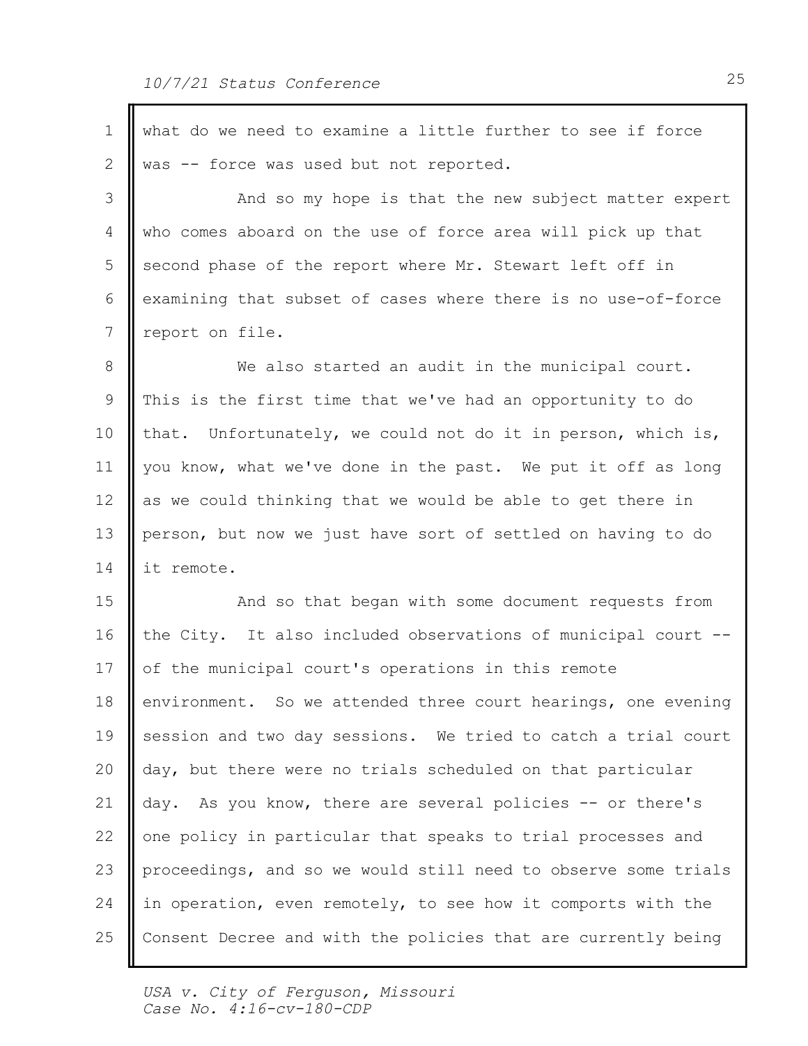what do we need to examine a little further to see if force was -- force was used but not reported.

And so my hope is that the new subject matter expert who comes aboard on the use of force area will pick up that second phase of the report where Mr. Stewart left off in examining that subset of cases where there is no use-of-force report on file.

We also started an audit in the municipal court. This is the first time that we've had an opportunity to do that. Unfortunately, we could not do it in person, which is, you know, what we've done in the past. We put it off as long as we could thinking that we would be able to get there in person, but now we just have sort of settled on having to do it remote.

And so that began with some document requests from the City. It also included observations of municipal court -- of the municipal court's operations in this remote environment. So we attended three court hearings, one evening session and two day sessions. We tried to catch a trial court day, but there were no trials scheduled on that particular day. As you know, there are several policies -- or there's one policy in particular that speaks to trial processes and proceedings, and so we would still need to observe some trials in operation, even remotely, to see how it comports with the Consent Decree and with the policies that are currently being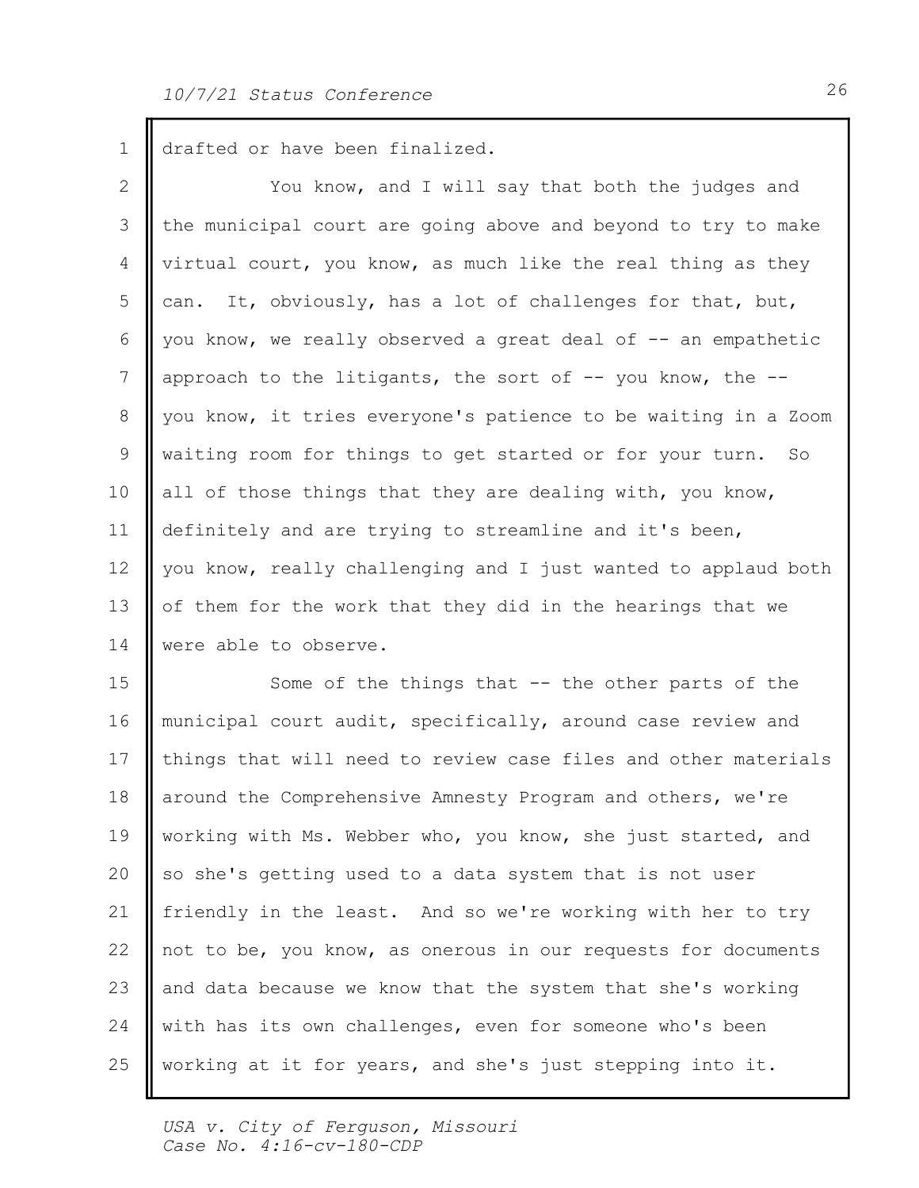drafted or have been finalized.

You know, and I will say that both the judges and the municipal court are going above and beyond to try to make virtual court, you know, as much like the real thing as they can. It, obviously, has a lot of challenges for that, but, you know, we really observed a great deal of -- an empathetic approach to the litigants, the sort of -- you know, the -- you know, it tries everyone's patience to be waiting in a Zoom waiting room for things to get started or for your turn. So all of those things that they are dealing with, you know, definitely and are trying to streamline and it's been, you know, really challenging and I just wanted to applaud both of them for the work that they did in the hearings that we were able to observe.

Some of the things that -- the other parts of the municipal court audit, specifically, around case review and things that will need to review case files and other materials around the Comprehensive Amnesty Program and others, we're working with Ms. Webber who, you know, she just started, and so she's getting used to a data system that is not user friendly in the least. And so we're working with her to try not to be, you know, as onerous in our requests for documents and data because we know that the system that she's working with has its own challenges, even for someone who's been working at it for years, and she's just stepping into it.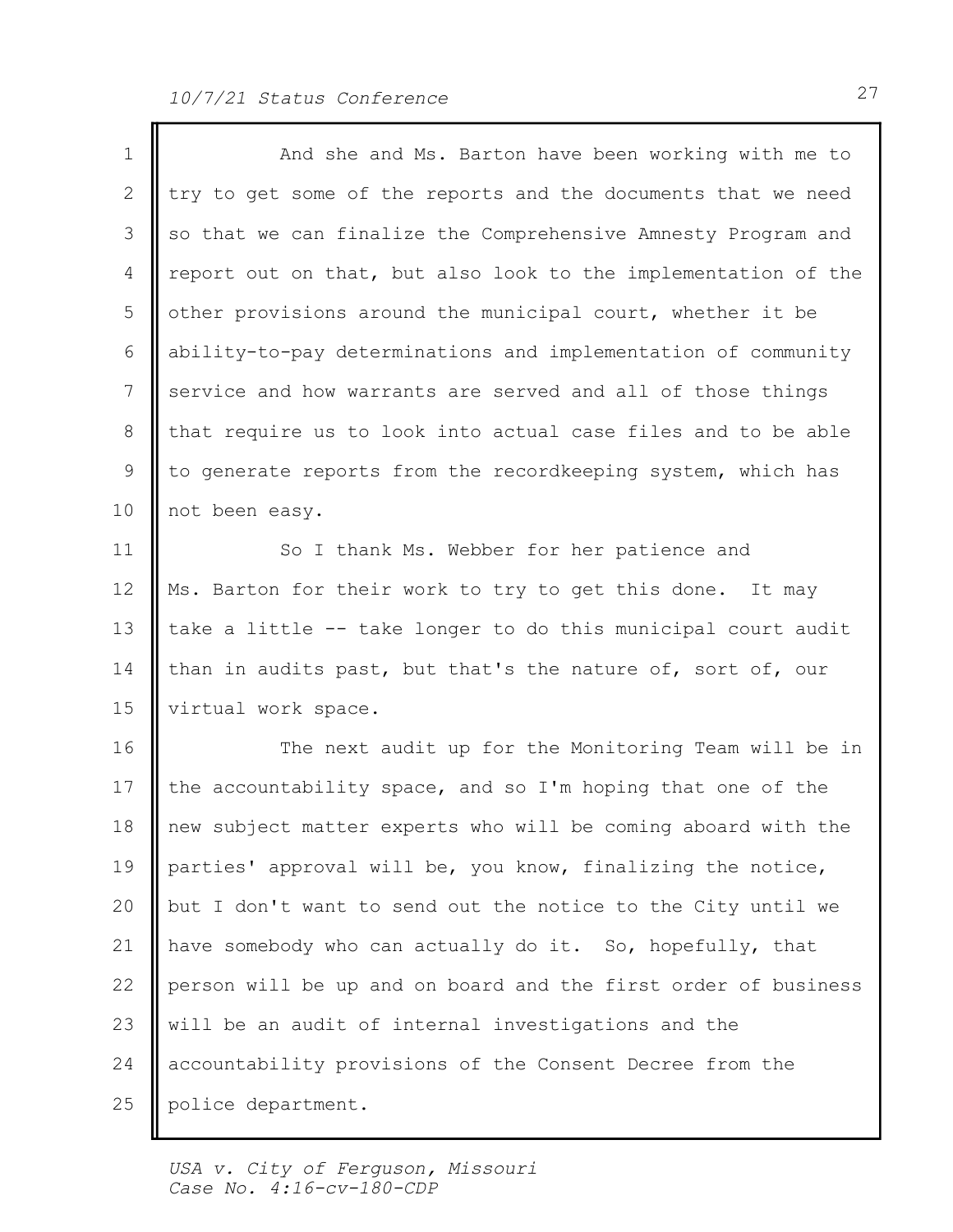And she and Ms. Barton have been working with me to try to get some of the reports and the documents that we need so that we can finalize the Comprehensive Amnesty Program and report out on that, but also look to the implementation of the other provisions around the municipal court, whether it be ability-to-pay determinations and implementation of community service and how warrants are served and all of those things that require us to look into actual case files and to be able to generate reports from the recordkeeping system, which has not been easy.

So I thank Ms. Webber for her patience and Ms. Barton for their work to try to get this done. It may take a little -- take longer to do this municipal court audit than in audits past, but that's the nature of, sort of, our virtual work space.

The next audit up for the Monitoring Team will be in the accountability space, and so I'm hoping that one of the new subject matter experts who will be coming aboard with the parties' approval will be, you know, finalizing the notice, but I don't want to send out the notice to the City until we have somebody who can actually do it. So, hopefully, that person will be up and on board and the first order of business will be an audit of internal investigations and the accountability provisions of the Consent Decree from the police department.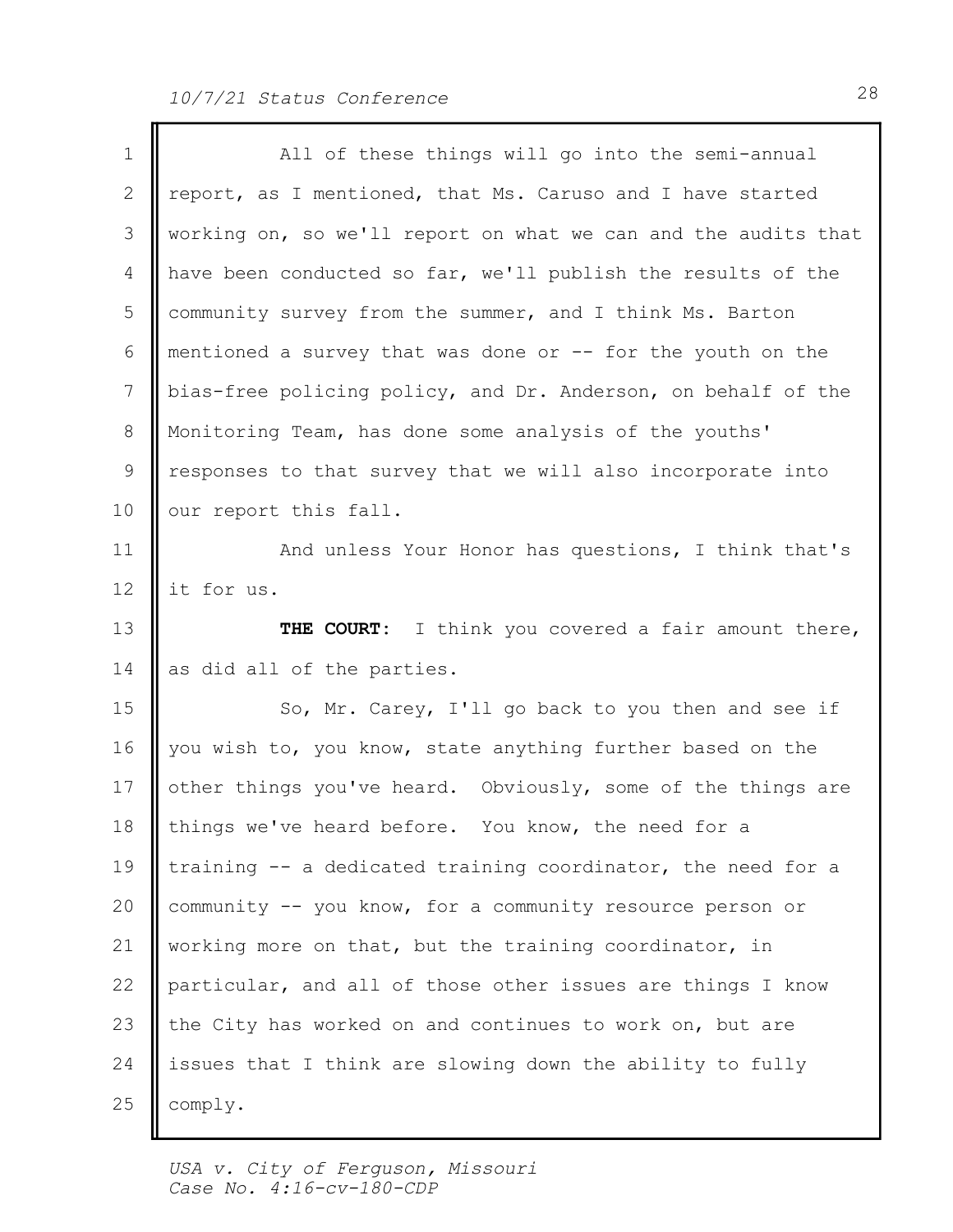All of these things will go into the semi-annual report, as I mentioned, that Ms. Caruso and I have started working on, so we'll report on what we can and the audits that have been conducted so far, we'll publish the results of the community survey from the summer, and I think Ms. Barton mentioned a survey that was done or -- for the youth on the bias-free policing policy, and Dr. Anderson, on behalf of the Monitoring Team, has done some analysis of the youths' responses to that survey that we will also incorporate into our report this fall.

And unless Your Honor has questions, I think that's it for us.

**THE COURT:** I think you covered a fair amount there, as did all of the parties.

So, Mr. Carey, I'll go back to you then and see if you wish to, you know, state anything further based on the other things you've heard. Obviously, some of the things are things we've heard before. You know, the need for a training -- a dedicated training coordinator, the need for a community -- you know, for a community resource person or working more on that, but the training coordinator, in particular, and all of those other issues are things I know the City has worked on and continues to work on, but are issues that I think are slowing down the ability to fully comply.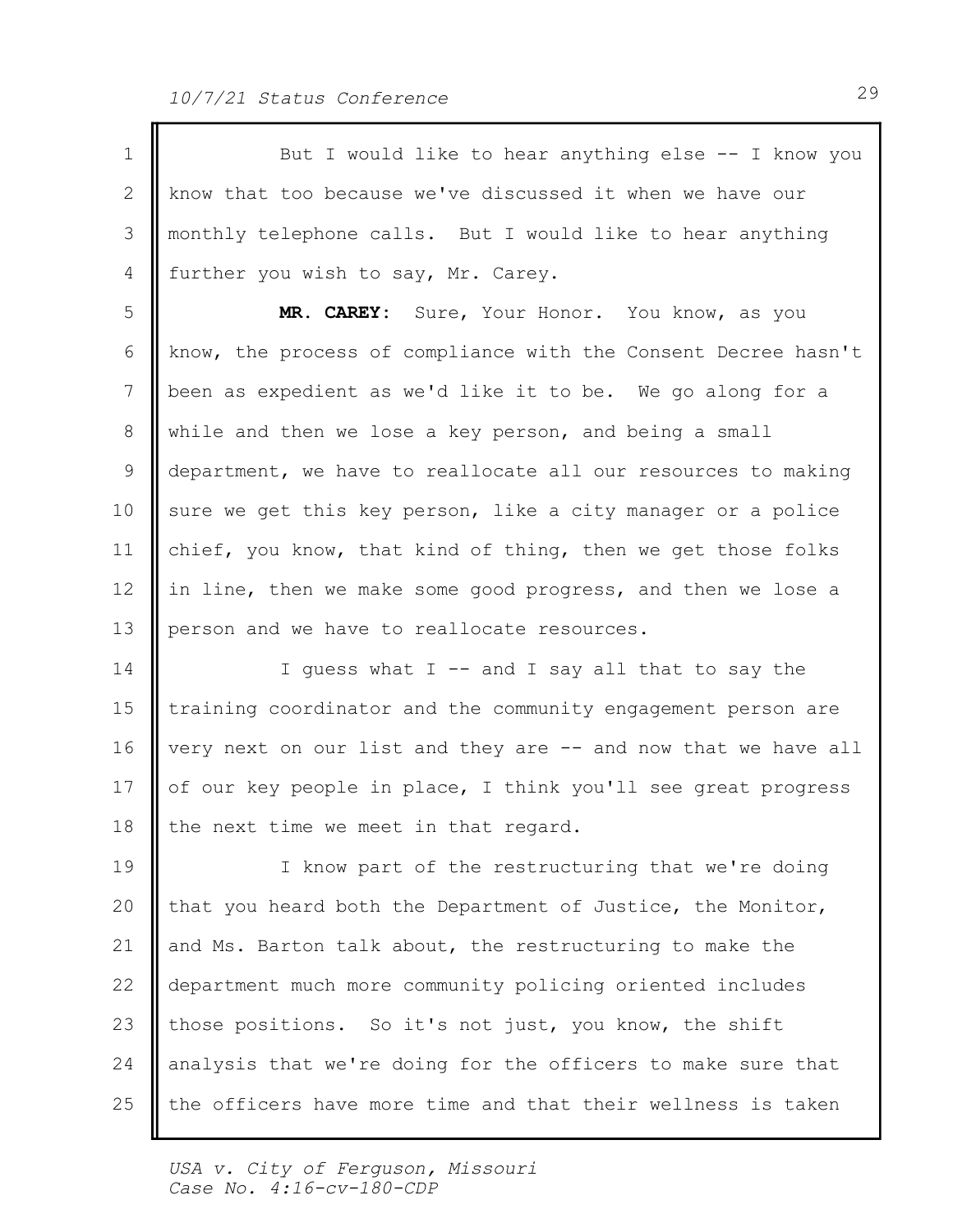But I would like to hear anything else -- I know you know that too because we've discussed it when we have our monthly telephone calls. But I would like to hear anything further you wish to say, Mr. Carey.

**MR. CAREY:** Sure, Your Honor. You know, as you know, the process of compliance with the Consent Decree hasn't been as expedient as we'd like it to be. We go along for a while and then we lose a key person, and being a small department, we have to reallocate all our resources to making sure we get this key person, like a city manager or a police chief, you know, that kind of thing, then we get those folks in line, then we make some good progress, and then we lose a person and we have to reallocate resources.

I guess what I -- and I say all that to say the training coordinator and the community engagement person are very next on our list and they are -- and now that we have all of our key people in place, I think you'll see great progress the next time we meet in that regard.

I know part of the restructuring that we're doing that you heard both the Department of Justice, the Monitor, and Ms. Barton talk about, the restructuring to make the department much more community policing oriented includes those positions. So it's not just, you know, the shift analysis that we're doing for the officers to make sure that the officers have more time and that their wellness is taken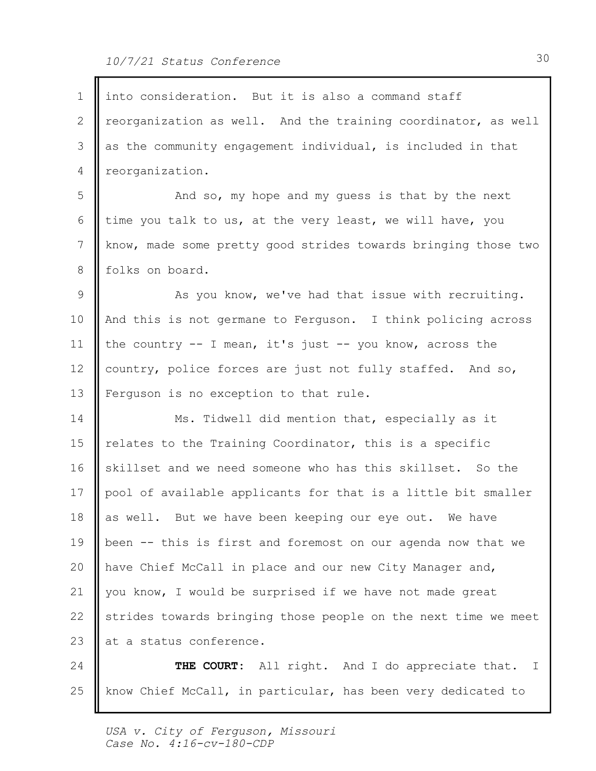into consideration. But it is also a command staff reorganization as well. And the training coordinator, as well as the community engagement individual, is included in that reorganization.

And so, my hope and my guess is that by the next time you talk to us, at the very least, we will have, you know, made some pretty good strides towards bringing those two folks on board.

As you know, we've had that issue with recruiting. And this is not germane to Ferguson. I think policing across the country -- I mean, it's just -- you know, across the country, police forces are just not fully staffed. And so, Ferguson is no exception to that rule.

Ms. Tidwell did mention that, especially as it relates to the Training Coordinator, this is a specific skillset and we need someone who has this skillset. So the pool of available applicants for that is a little bit smaller as well. But we have been keeping our eye out. We have been -- this is first and foremost on our agenda now that we have Chief McCall in place and our new City Manager and, you know, I would be surprised if we have not made great strides towards bringing those people on the next time we meet at a status conference.

**THE COURT:** All right. And I do appreciate that. I know Chief McCall, in particular, has been very dedicated to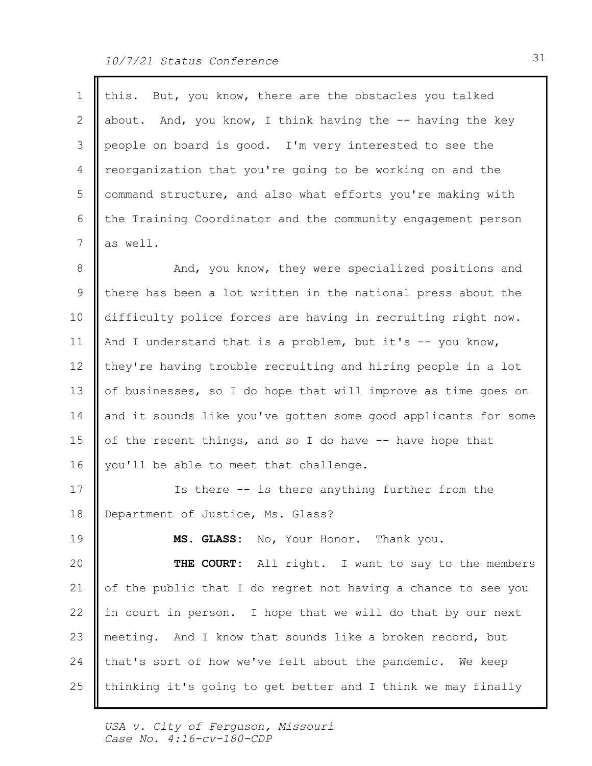this. But, you know, there are the obstacles you talked about. And, you know, I think having the -- having the key people on board is good. I'm very interested to see the reorganization that you're going to be working on and the command structure, and also what efforts you're making with the Training Coordinator and the community engagement person as well.

And, you know, they were specialized positions and there has been a lot written in the national press about the difficulty police forces are having in recruiting right now. And I understand that is a problem, but it's -- you know, they're having trouble recruiting and hiring people in a lot of businesses, so I do hope that will improve as time goes on and it sounds like you've gotten some good applicants for some of the recent things, and so I do have -- have hope that you'll be able to meet that challenge.

Is there -- is there anything further from the Department of Justice, Ms. Glass?

**MS. GLASS:** No, Your Honor. Thank you.

**THE COURT:** All right. I want to say to the members of the public that I do regret not having a chance to see you in court in person. I hope that we will do that by our next meeting. And I know that sounds like a broken record, but that's sort of how we've felt about the pandemic. We keep thinking it's going to get better and I think we may finally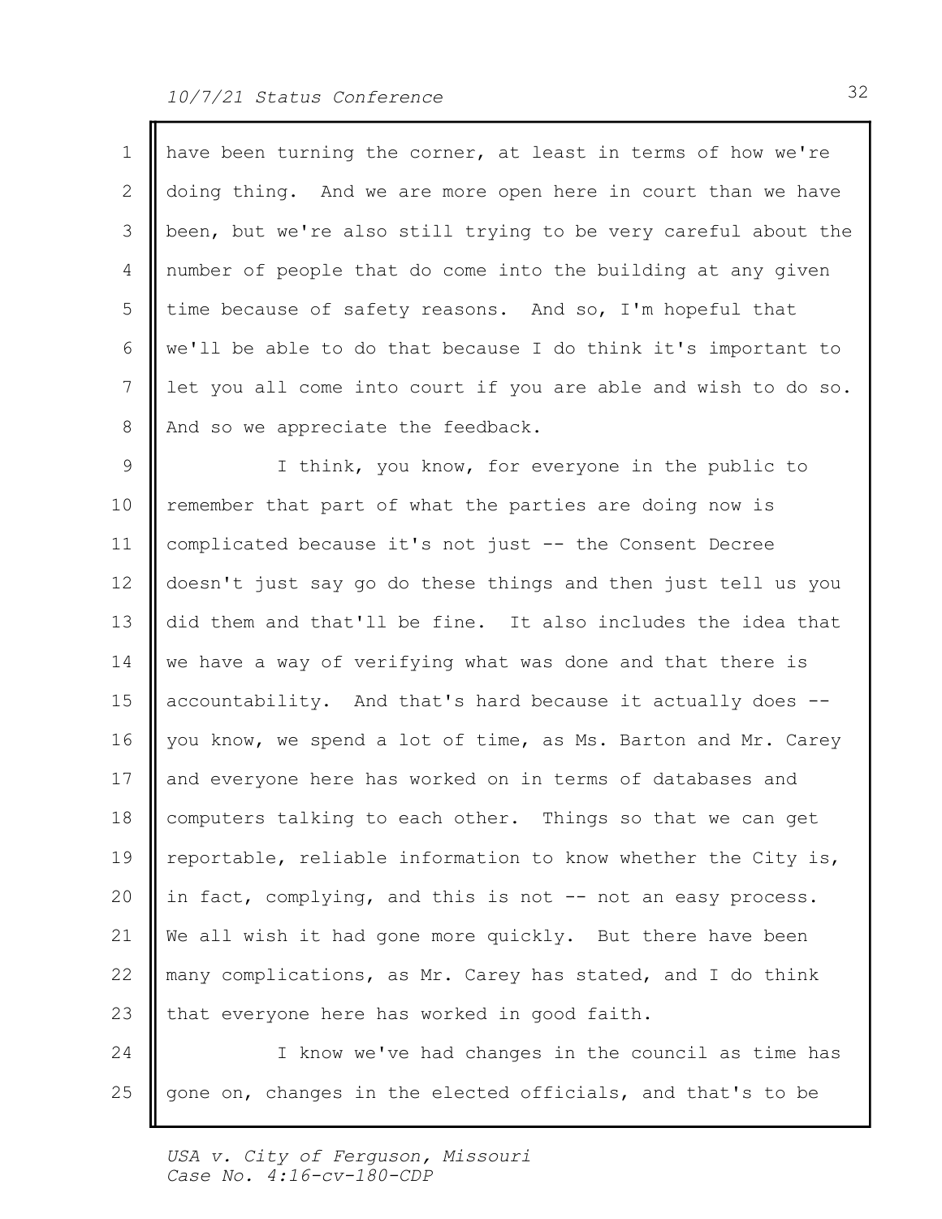have been turning the corner, at least in terms of how we're doing thing. And we are more open here in court than we have been, but we're also still trying to be very careful about the number of people that do come into the building at any given time because of safety reasons. And so, I'm hopeful that we'll be able to do that because I do think it's important to let you all come into court if you are able and wish to do so. And so we appreciate the feedback.

I think, you know, for everyone in the public to remember that part of what the parties are doing now is complicated because it's not just -- the Consent Decree doesn't just say go do these things and then just tell us you did them and that'll be fine. It also includes the idea that we have a way of verifying what was done and that there is accountability. And that's hard because it actually does -- you know, we spend a lot of time, as Ms. Barton and Mr. Carey and everyone here has worked on in terms of databases and computers talking to each other. Things so that we can get reportable, reliable information to know whether the City is, in fact, complying, and this is not -- not an easy process. We all wish it had gone more quickly. But there have been many complications, as Mr. Carey has stated, and I do think that everyone here has worked in good faith.

I know we've had changes in the council as time has gone on, changes in the elected officials, and that's to be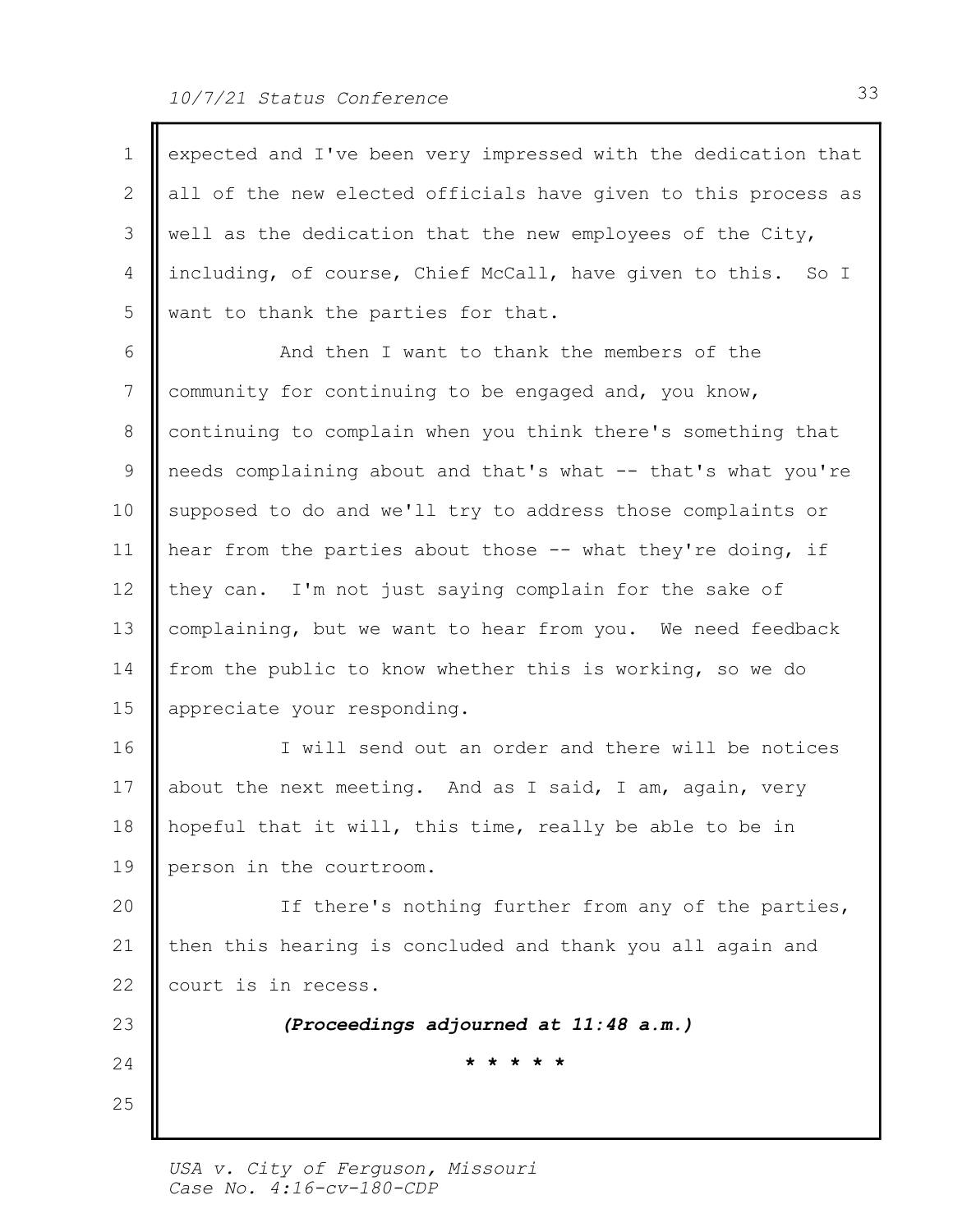expected and I've been very impressed with the dedication that all of the new elected officials have given to this process as well as the dedication that the new employees of the City, including, of course, Chief McCall, have given to this. So I want to thank the parties for that.

And then I want to thank the members of the community for continuing to be engaged and, you know, continuing to complain when you think there's something that needs complaining about and that's what -- that's what you're supposed to do and we'll try to address those complaints or hear from the parties about those -- what they're doing, if they can. I'm not just saying complain for the sake of complaining, but we want to hear from you. We need feedback from the public to know whether this is working, so we do appreciate your responding.

I will send out an order and there will be notices about the next meeting. And as I said, I am, again, very hopeful that it will, this time, really be able to be in person in the courtroom.

If there's nothing further from any of the parties, then this hearing is concluded and thank you all again and court is in recess.

***(Proceedings adjourned at 11:48 a.m.)***

\* \* \* \* \*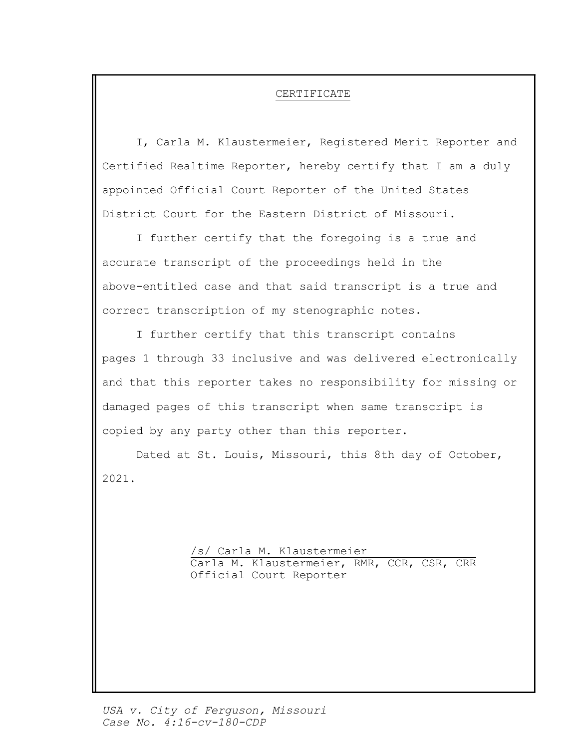## CERTIFICATE

I, Carla M. Klaustermeier, Registered Merit Reporter and Certified Realtime Reporter, hereby certify that I am a duly appointed Official Court Reporter of the United States District Court for the Eastern District of Missouri.

I further certify that the foregoing is a true and accurate transcript of the proceedings held in the above-entitled case and that said transcript is a true and correct transcription of my stenographic notes.

I further certify that this transcript contains pages 1 through 33 inclusive and was delivered electronically and that this reporter takes no responsibility for missing or damaged pages of this transcript when same transcript is copied by any party other than this reporter.

Dated at St. Louis, Missouri, this 8th day of October, 2021.

/s/ Carla M. Klaustermeier
Carla M. Klaustermeier, RMR, CCR, CSR, CRR
Official Court Reporter